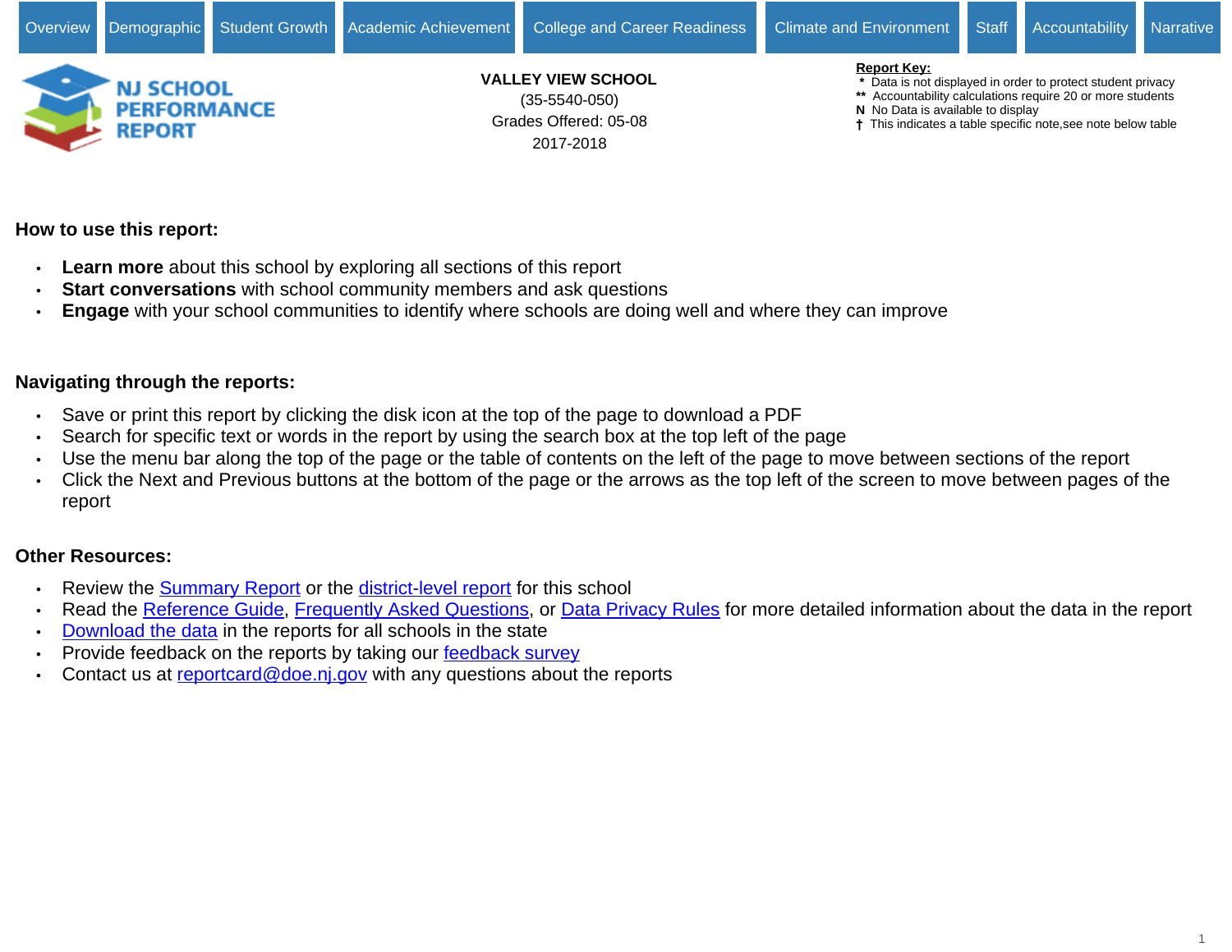Overview | Demographic | Student Growth | Academic Achievement | College and Career Readiness | Climate and Environment | Staff | Accountability | Narrative

NJ SCHOOL PERFORMANCE REPORT

**VALLEY VIEW SCHOOL**
(35-5540-050)
Grades Offered: 05-08
2017-2018

**Report Key:**
- \* Data is not displayed in order to protect student privacy
- \*\* Accountability calculations require 20 or more students
- N No Data is available to display
- † This indicates a table specific note,see note below table

### How to use this report:

- **Learn more** about this school by exploring all sections of this report
- **Start conversations** with school community members and ask questions
- **Engage** with your school communities to identify where schools are doing well and where they can improve

### Navigating through the reports:

- Save or print this report by clicking the disk icon at the top of the page to download a PDF
- Search for specific text or words in the report by using the search box at the top left of the page
- Use the menu bar along the top of the page or the table of contents on the left of the page to move between sections of the report
- Click the Next and Previous buttons at the bottom of the page or the arrows as the top left of the screen to move between pages of the report

### Other Resources:

- Review the Summary Report or the district-level report for this school
- Read the Reference Guide, Frequently Asked Questions, or Data Privacy Rules for more detailed information about the data in the report
- Download the data in the reports for all schools in the state
- Provide feedback on the reports by taking our feedback survey
- Contact us at reportcard@doe.nj.gov with any questions about the reports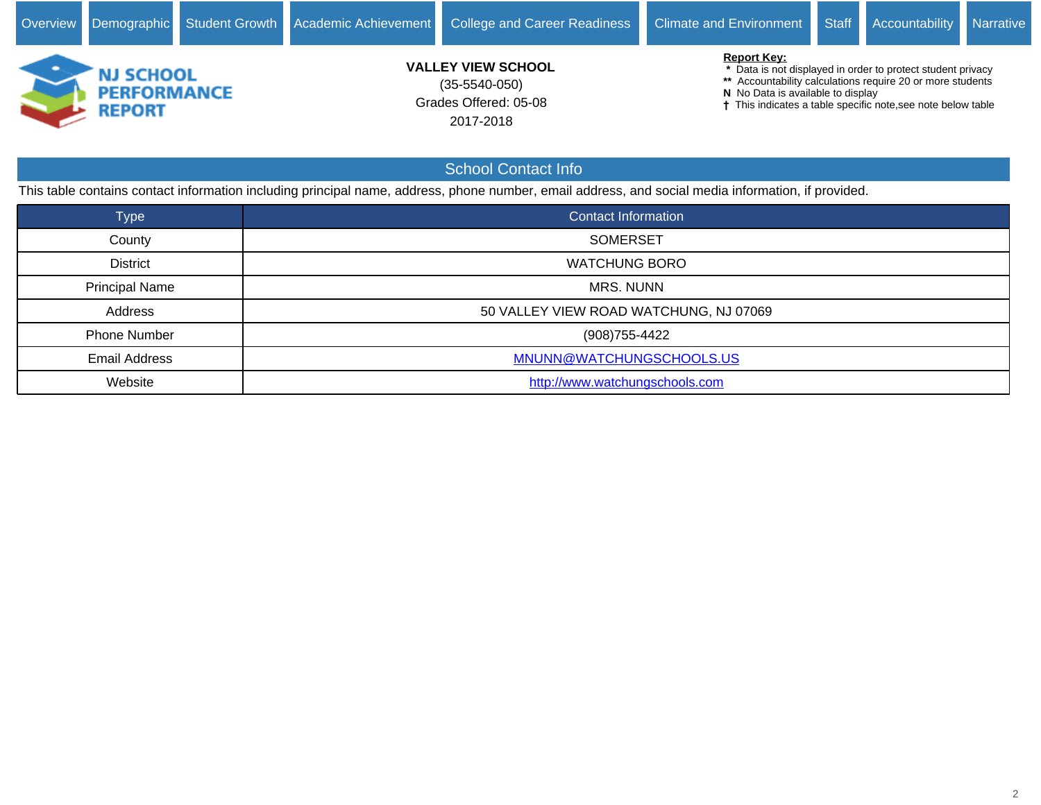Overview | Demographic | Student Growth | Academic Achievement | College and Career Readiness | Climate and Environment | Staff | Accountability | Narrative

# NJ SCHOOL PERFORMANCE REPORT

**VALLEY VIEW SCHOOL**
(35-5540-050)
Grades Offered: 05-08
2017-2018

**Report Key:**
- * Data is not displayed in order to protect student privacy
- ** Accountability calculations require 20 or more students
- N No Data is available to display
- † This indicates a table specific note,see note below table

## School Contact Info

This table contains contact information including principal name, address, phone number, email address, and social media information, if provided.

| Type | Contact Information |
|---|---|
| County | SOMERSET |
| District | WATCHUNG BORO |
| Principal Name | MRS. NUNN |
| Address | 50 VALLEY VIEW ROAD WATCHUNG, NJ 07069 |
| Phone Number | (908)755-4422 |
| Email Address | MNUNN@WATCHUNGSCHOOLS.US |
| Website | http://www.watchungschools.com |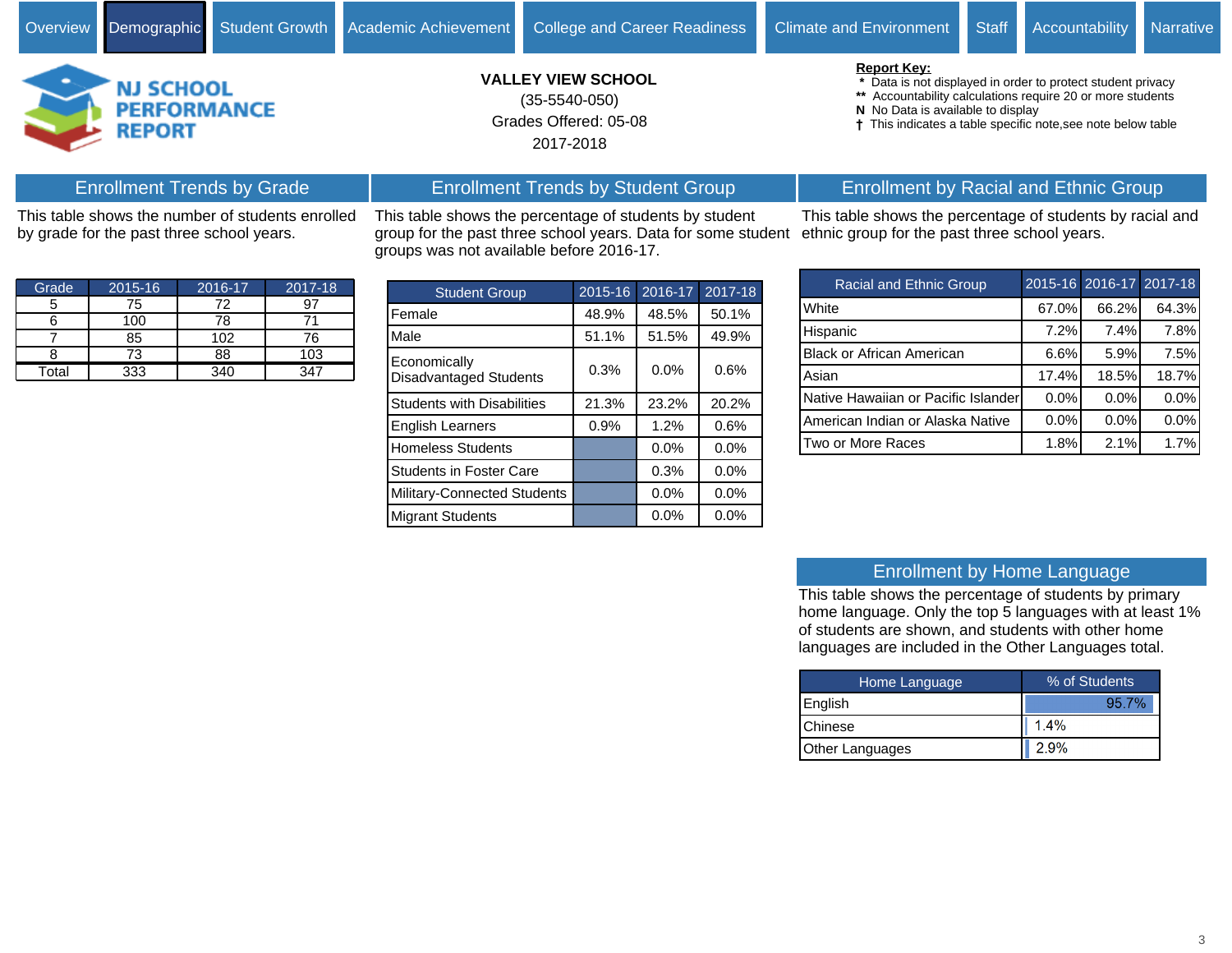Overview | Demographic | Student Growth | Academic Achievement | College and Career Readiness | Climate and Environment | Staff | Accountability | Narrative

# NJ SCHOOL PERFORMANCE REPORT

**VALLEY VIEW SCHOOL**
(35-5540-050)
Grades Offered: 05-08
2017-2018

**Report Key:**
- \* Data is not displayed in order to protect student privacy
- \*\* Accountability calculations require 20 or more students
- N No Data is available to display
- † This indicates a table specific note,see note below table

## Enrollment Trends by Grade

This table shows the number of students enrolled by grade for the past three school years.

| Grade | 2015-16 | 2016-17 | 2017-18 |
|---|---|---|---|
| 5 | 75 | 72 | 97 |
| 6 | 100 | 78 | 71 |
| 7 | 85 | 102 | 76 |
| 8 | 73 | 88 | 103 |
| Total | 333 | 340 | 347 |

## Enrollment Trends by Student Group

This table shows the percentage of students by student group for the past three school years. Data for some student groups was not available before 2016-17.

| Student Group | 2015-16 | 2016-17 | 2017-18 |
|---|---|---|---|
| Female | 48.9% | 48.5% | 50.1% |
| Male | 51.1% | 51.5% | 49.9% |
| Economically Disadvantaged Students | 0.3% | 0.0% | 0.6% |
| Students with Disabilities | 21.3% | 23.2% | 20.2% |
| English Learners | 0.9% | 1.2% | 0.6% |
| Homeless Students | | 0.0% | 0.0% |
| Students in Foster Care | | 0.3% | 0.0% |
| Military-Connected Students | | 0.0% | 0.0% |
| Migrant Students | | 0.0% | 0.0% |

## Enrollment by Racial and Ethnic Group

This table shows the percentage of students by racial and ethnic group for the past three school years.

| Racial and Ethnic Group | 2015-16 | 2016-17 | 2017-18 |
|---|---|---|---|
| White | 67.0% | 66.2% | 64.3% |
| Hispanic | 7.2% | 7.4% | 7.8% |
| Black or African American | 6.6% | 5.9% | 7.5% |
| Asian | 17.4% | 18.5% | 18.7% |
| Native Hawaiian or Pacific Islander | 0.0% | 0.0% | 0.0% |
| American Indian or Alaska Native | 0.0% | 0.0% | 0.0% |
| Two or More Races | 1.8% | 2.1% | 1.7% |

## Enrollment by Home Language

This table shows the percentage of students by primary home language. Only the top 5 languages with at least 1% of students are shown, and students with other home languages are included in the Other Languages total.

| Home Language | % of Students |
|---|---|
| English | 95.7% |
| Chinese | 1.4% |
| Other Languages | 2.9% |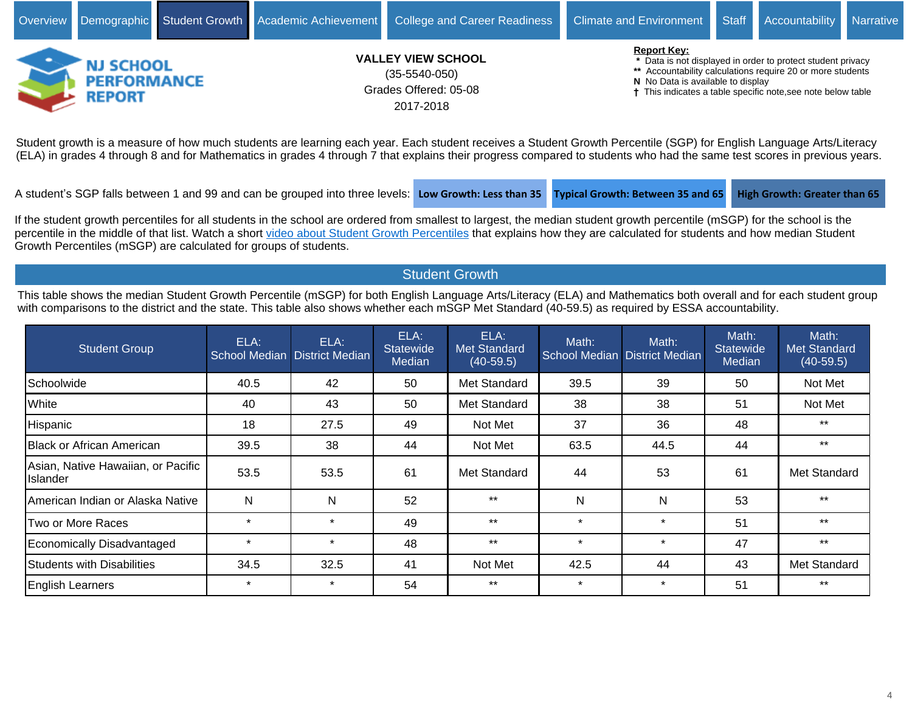Overview | Demographic | Student Growth | Academic Achievement | College and Career Readiness | Climate and Environment | Staff | Accountability | Narrative

NJ SCHOOL PERFORMANCE REPORT

**VALLEY VIEW SCHOOL**
(35-5540-050)
Grades Offered: 05-08
2017-2018

**Report Key:**
- * Data is not displayed in order to protect student privacy
- ** Accountability calculations require 20 or more students
- N No Data is available to display
- † This indicates a table specific note,see note below table

Student growth is a measure of how much students are learning each year. Each student receives a Student Growth Percentile (SGP) for English Language Arts/Literacy (ELA) in grades 4 through 8 and for Mathematics in grades 4 through 7 that explains their progress compared to students who had the same test scores in previous years.

A student's SGP falls between 1 and 99 and can be grouped into three levels: **Low Growth: Less than 35** | **Typical Growth: Between 35 and 65** | **High Growth: Greater than 65**

If the student growth percentiles for all students in the school are ordered from smallest to largest, the median student growth percentile (mSGP) for the school is the percentile in the middle of that list. Watch a short video about Student Growth Percentiles that explains how they are calculated for students and how median Student Growth Percentiles (mSGP) are calculated for groups of students.

## Student Growth

This table shows the median Student Growth Percentile (mSGP) for both English Language Arts/Literacy (ELA) and Mathematics both overall and for each student group with comparisons to the district and the state. This table also shows whether each mSGP Met Standard (40-59.5) as required by ESSA accountability.

| Student Group | ELA: School Median | ELA: District Median | ELA: Statewide Median | ELA: Met Standard (40-59.5) | Math: School Median | Math: District Median | Math: Statewide Median | Math: Met Standard (40-59.5) |
|---|---|---|---|---|---|---|---|---|
| Schoolwide | 40.5 | 42 | 50 | Met Standard | 39.5 | 39 | 50 | Not Met |
| White | 40 | 43 | 50 | Met Standard | 38 | 38 | 51 | Not Met |
| Hispanic | 18 | 27.5 | 49 | Not Met | 37 | 36 | 48 | ** |
| Black or African American | 39.5 | 38 | 44 | Not Met | 63.5 | 44.5 | 44 | ** |
| Asian, Native Hawaiian, or Pacific Islander | 53.5 | 53.5 | 61 | Met Standard | 44 | 53 | 61 | Met Standard |
| American Indian or Alaska Native | N | N | 52 | ** | N | N | 53 | ** |
| Two or More Races | * | * | 49 | ** | * | * | 51 | ** |
| Economically Disadvantaged | * | * | 48 | ** | * | * | 47 | ** |
| Students with Disabilities | 34.5 | 32.5 | 41 | Not Met | 42.5 | 44 | 43 | Met Standard |
| English Learners | * | * | 54 | ** | * | * | 51 | ** |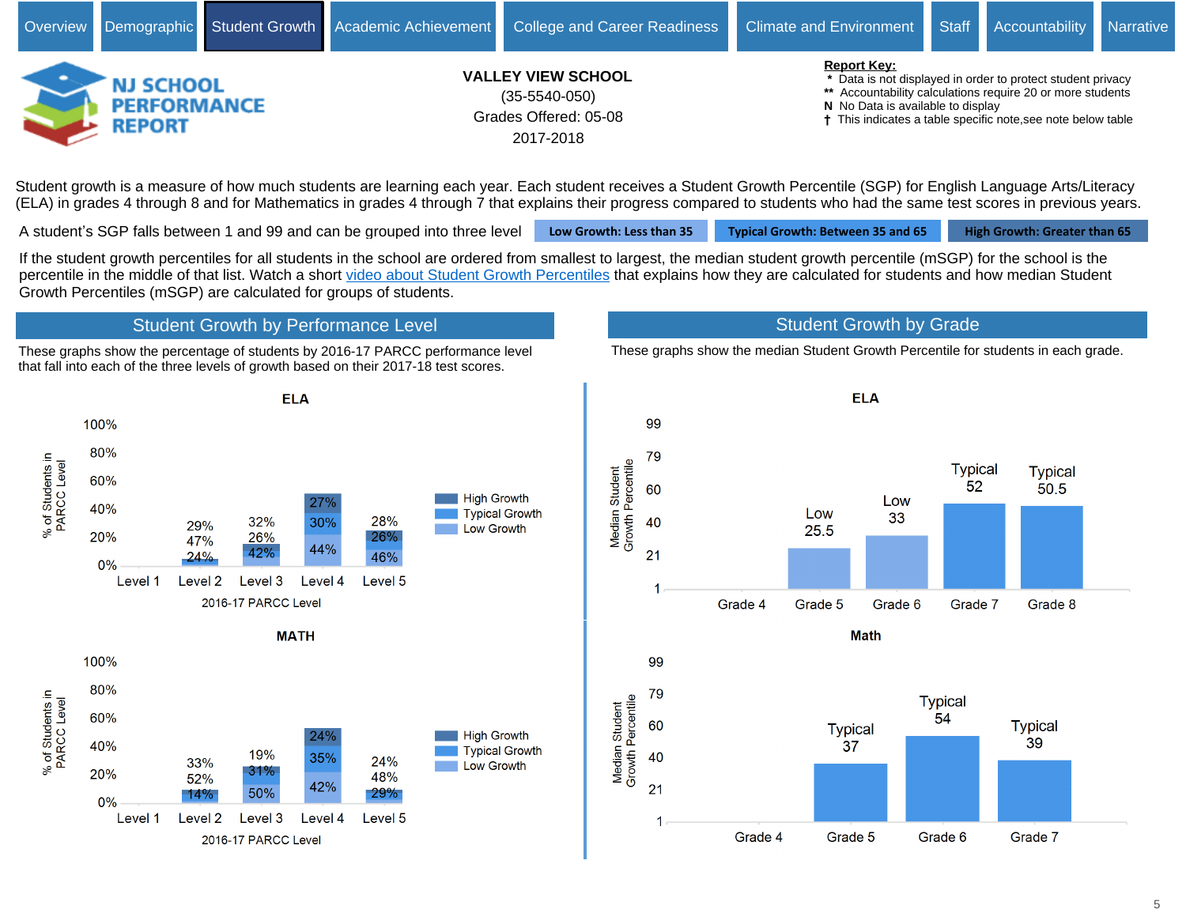Overview | Demographic | Student Growth | Academic Achievement | College and Career Readiness | Climate and Environment | Staff | Accountability | Narrative

NJ SCHOOL PERFORMANCE REPORT

**VALLEY VIEW SCHOOL**
(35-5540-050)
Grades Offered: 05-08
2017-2018

**Report Key:**
- * Data is not displayed in order to protect student privacy
- ** Accountability calculations require 20 or more students
- N No Data is available to display
- † This indicates a table specific note,see note below table

Student growth is a measure of how much students are learning each year. Each student receives a Student Growth Percentile (SGP) for English Language Arts/Literacy (ELA) in grades 4 through 8 and for Mathematics in grades 4 through 7 that explains their progress compared to students who had the same test scores in previous years.

A student's SGP falls between 1 and 99 and can be grouped into three level: **Low Growth: Less than 35** | **Typical Growth: Between 35 and 65** | **High Growth: Greater than 65**

If the student growth percentiles for all students in the school are ordered from smallest to largest, the median student growth percentile (mSGP) for the school is the percentile in the middle of that list. Watch a short video about Student Growth Percentiles that explains how they are calculated for students and how median Student Growth Percentiles (mSGP) are calculated for groups of students.

## Student Growth by Performance Level

These graphs show the percentage of students by 2016-17 PARCC performance level that fall into each of the three levels of growth based on their 2017-18 test scores.

### ELA

| 2016-17 PARCC Level | High Growth | Typical Growth | Low Growth |
|---|---|---|---|
| Level 1 | | | |
| Level 2 | 29% | 47% | 24% |
| Level 3 | 32% | 26% | 42% |
| Level 4 | 27% | 30% | 44% |
| Level 5 | 28% | 26% | 46% |

### MATH

| 2016-17 PARCC Level | High Growth | Typical Growth | Low Growth |
|---|---|---|---|
| Level 1 | | | |
| Level 2 | 33% | 52% | 14% |
| Level 3 | 19% | 31% | 50% |
| Level 4 | 24% | 35% | 42% |
| Level 5 | 24% | 48% | 29% |

## Student Growth by Grade

These graphs show the median Student Growth Percentile for students in each grade.

### ELA

| Grade | Median Student Growth Percentile |
|---|---|
| Grade 4 | |
| Grade 5 | Low 25.5 |
| Grade 6 | Low 33 |
| Grade 7 | Typical 52 |
| Grade 8 | Typical 50.5 |

### Math

| Grade | Median Student Growth Percentile |
|---|---|
| Grade 4 | |
| Grade 5 | Typical 37 |
| Grade 6 | Typical 54 |
| Grade 7 | Typical 39 |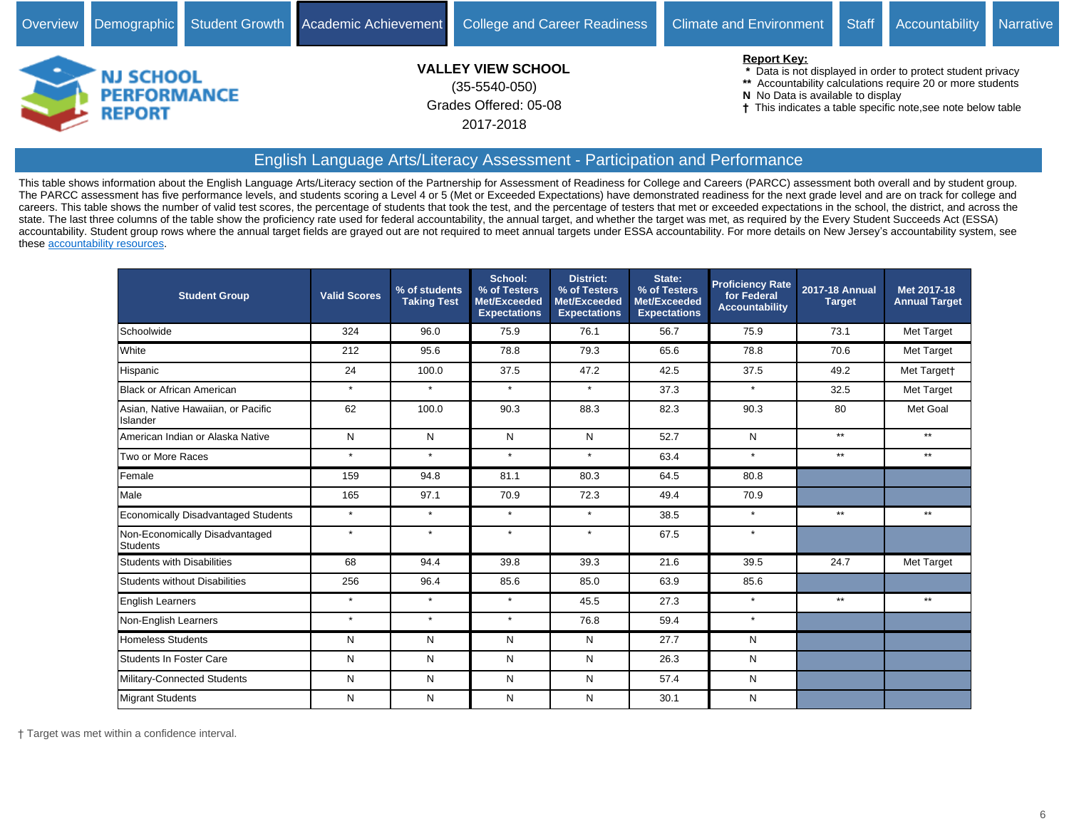Overview | Demographic | Student Growth | Academic Achievement | College and Career Readiness | Climate and Environment | Staff | Accountability | Narrative

**NJ SCHOOL PERFORMANCE REPORT**

**VALLEY VIEW SCHOOL**
(35-5540-050)
Grades Offered: 05-08
2017-2018

**Report Key:**
- * Data is not displayed in order to protect student privacy
- ** Accountability calculations require 20 or more students
- N No Data is available to display
- † This indicates a table specific note,see note below table

## English Language Arts/Literacy Assessment - Participation and Performance

This table shows information about the English Language Arts/Literacy section of the Partnership for Assessment of Readiness for College and Careers (PARCC) assessment both overall and by student group. The PARCC assessment has five performance levels, and students scoring a Level 4 or 5 (Met or Exceeded Expectations) have demonstrated readiness for the next grade level and are on track for college and careers. This table shows the number of valid test scores, the percentage of students that took the test, and the percentage of testers that met or exceeded expectations in the school, the district, and across the state. The last three columns of the table show the proficiency rate used for federal accountability, the annual target, and whether the target was met, as required by the Every Student Succeeds Act (ESSA) accountability. Student group rows where the annual target fields are grayed out are not required to meet annual targets under ESSA accountability. For more details on New Jersey's accountability system, see these accountability resources.

| Student Group | Valid Scores | % of students Taking Test | School: % of Testers Met/Exceeded Expectations | District: % of Testers Met/Exceeded Expectations | State: % of Testers Met/Exceeded Expectations | Proficiency Rate for Federal Accountability | 2017-18 Annual Target | Met 2017-18 Annual Target |
|---|---|---|---|---|---|---|---|---|
| Schoolwide | 324 | 96.0 | 75.9 | 76.1 | 56.7 | 75.9 | 73.1 | Met Target |
| White | 212 | 95.6 | 78.8 | 79.3 | 65.6 | 78.8 | 70.6 | Met Target |
| Hispanic | 24 | 100.0 | 37.5 | 47.2 | 42.5 | 37.5 | 49.2 | Met Target† |
| Black or African American | * | * | * | * | 37.3 | * | 32.5 | Met Target |
| Asian, Native Hawaiian, or Pacific Islander | 62 | 100.0 | 90.3 | 88.3 | 82.3 | 90.3 | 80 | Met Goal |
| American Indian or Alaska Native | N | N | N | N | 52.7 | N | ** | ** |
| Two or More Races | * | * | * | * | 63.4 | * | ** | ** |
| Female | 159 | 94.8 | 81.1 | 80.3 | 64.5 | 80.8 | | |
| Male | 165 | 97.1 | 70.9 | 72.3 | 49.4 | 70.9 | | |
| Economically Disadvantaged Students | * | * | * | * | 38.5 | * | ** | ** |
| Non-Economically Disadvantaged Students | * | * | * | * | 67.5 | * | | |
| Students with Disabilities | 68 | 94.4 | 39.8 | 39.3 | 21.6 | 39.5 | 24.7 | Met Target |
| Students without Disabilities | 256 | 96.4 | 85.6 | 85.0 | 63.9 | 85.6 | | |
| English Learners | * | * | * | 45.5 | 27.3 | * | ** | ** |
| Non-English Learners | * | * | * | 76.8 | 59.4 | * | | |
| Homeless Students | N | N | N | N | 27.7 | N | | |
| Students In Foster Care | N | N | N | N | 26.3 | N | | |
| Military-Connected Students | N | N | N | N | 57.4 | N | | |
| Migrant Students | N | N | N | N | 30.1 | N | | |

† Target was met within a confidence interval.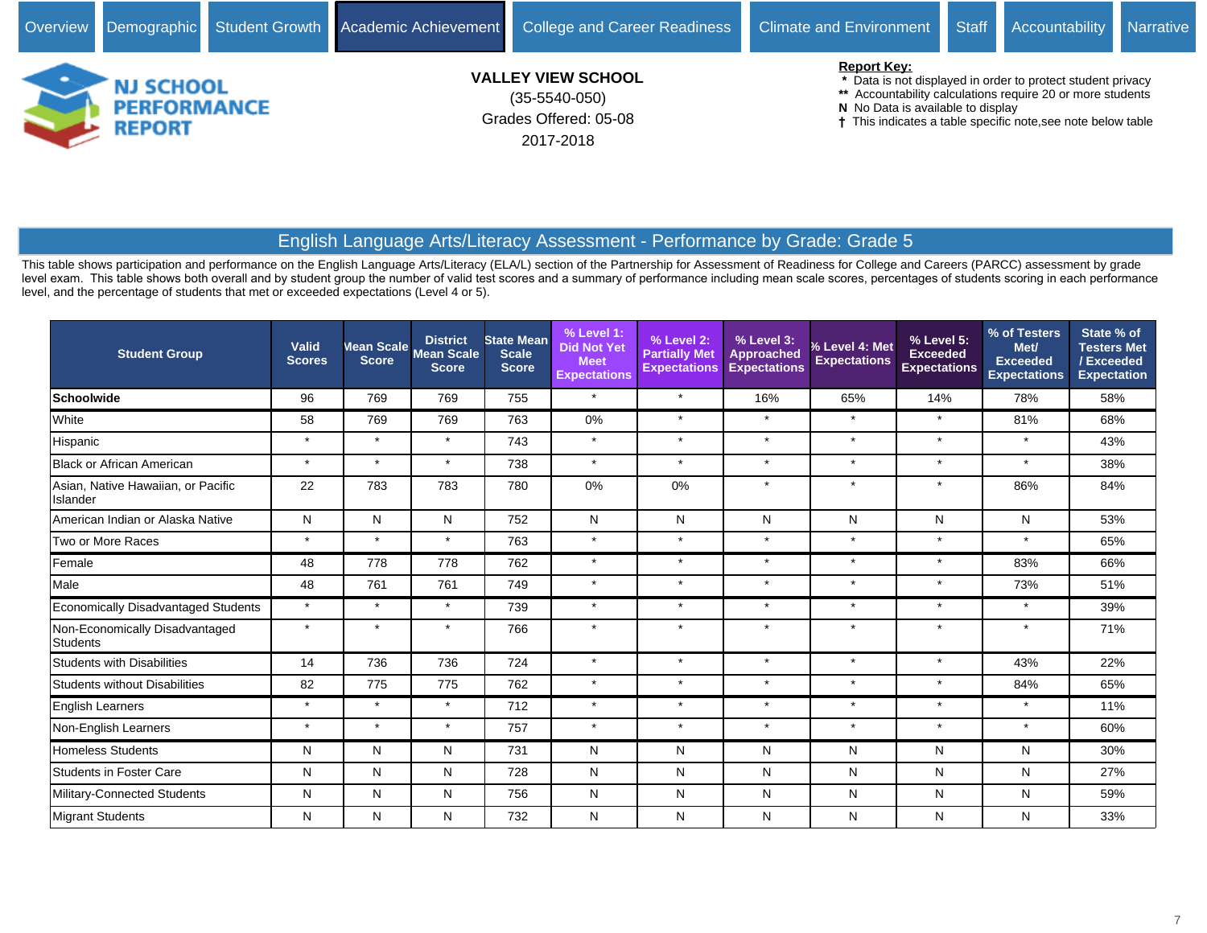Overview | Demographic | Student Growth | Academic Achievement | College and Career Readiness | Climate and Environment | Staff | Accountability | Narrative

NJ SCHOOL PERFORMANCE REPORT

**VALLEY VIEW SCHOOL**

(35-5540-050)

Grades Offered: 05-08

2017-2018

**Report Key:**

- * Data is not displayed in order to protect student privacy
- ** Accountability calculations require 20 or more students
- N No Data is available to display
- † This indicates a table specific note,see note below table

## English Language Arts/Literacy Assessment - Performance by Grade: Grade 5

This table shows participation and performance on the English Language Arts/Literacy (ELA/L) section of the Partnership for Assessment of Readiness for College and Careers (PARCC) assessment by grade level exam. This table shows both overall and by student group the number of valid test scores and a summary of performance including mean scale scores, percentages of students scoring in each performance level, and the percentage of students that met or exceeded expectations (Level 4 or 5).

| Student Group | Valid Scores | Mean Scale Score | District Mean Scale Score | State Mean Scale Score | % Level 1: Did Not Yet Meet Expectations | % Level 2: Partially Met Expectations | % Level 3: Approached Expectations | % Level 4: Met Expectations | % Level 5: Exceeded Expectations | % of Testers Met/ Exceeded Expectations | State % of Testers Met / Exceeded Expectation |
|---|---|---|---|---|---|---|---|---|---|---|---|
| **Schoolwide** | 96 | 769 | 769 | 755 | * | * | 16% | 65% | 14% | 78% | 58% |
| White | 58 | 769 | 769 | 763 | 0% | * | * | * | * | 81% | 68% |
| Hispanic | * | * | * | 743 | * | * | * | * | * | * | 43% |
| Black or African American | * | * | * | 738 | * | * | * | * | * | * | 38% |
| Asian, Native Hawaiian, or Pacific Islander | 22 | 783 | 783 | 780 | 0% | 0% | * | * | * | 86% | 84% |
| American Indian or Alaska Native | N | N | N | 752 | N | N | N | N | N | N | 53% |
| Two or More Races | * | * | * | 763 | * | * | * | * | * | * | 65% |
| Female | 48 | 778 | 778 | 762 | * | * | * | * | * | 83% | 66% |
| Male | 48 | 761 | 761 | 749 | * | * | * | * | * | 73% | 51% |
| Economically Disadvantaged Students | * | * | * | 739 | * | * | * | * | * | * | 39% |
| Non-Economically Disadvantaged Students | * | * | * | 766 | * | * | * | * | * | * | 71% |
| Students with Disabilities | 14 | 736 | 736 | 724 | * | * | * | * | * | 43% | 22% |
| Students without Disabilities | 82 | 775 | 775 | 762 | * | * | * | * | * | 84% | 65% |
| English Learners | * | * | * | 712 | * | * | * | * | * | * | 11% |
| Non-English Learners | * | * | * | 757 | * | * | * | * | * | * | 60% |
| Homeless Students | N | N | N | 731 | N | N | N | N | N | N | 30% |
| Students in Foster Care | N | N | N | 728 | N | N | N | N | N | N | 27% |
| Military-Connected Students | N | N | N | 756 | N | N | N | N | N | N | 59% |
| Migrant Students | N | N | N | 732 | N | N | N | N | N | N | 33% |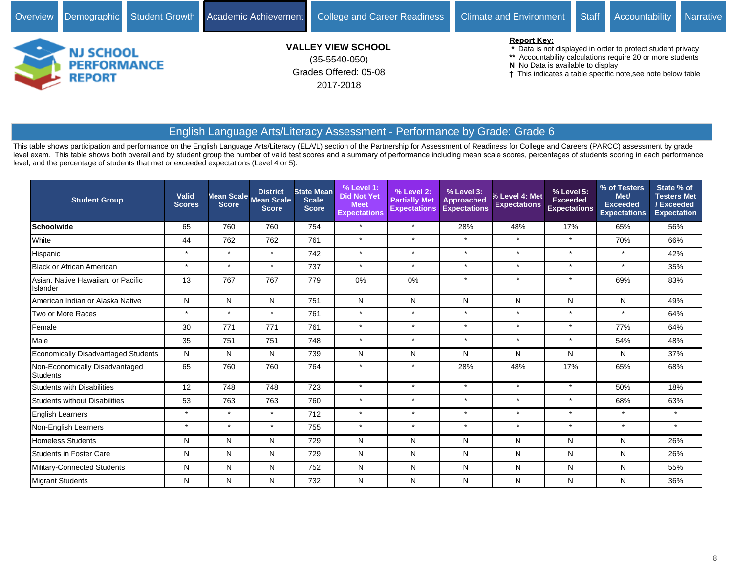Overview | Demographic | Student Growth | Academic Achievement | College and Career Readiness | Climate and Environment | Staff | Accountability | Narrative

NJ SCHOOL PERFORMANCE REPORT

**VALLEY VIEW SCHOOL**
(35-5540-050)
Grades Offered: 05-08
2017-2018

**Report Key:**
- `*` Data is not displayed in order to protect student privacy
- `**` Accountability calculations require 20 or more students
- **N** No Data is available to display
- † This indicates a table specific note,see note below table

## English Language Arts/Literacy Assessment - Performance by Grade: Grade 6

This table shows participation and performance on the English Language Arts/Literacy (ELA/L) section of the Partnership for Assessment of Readiness for College and Careers (PARCC) assessment by grade level exam. This table shows both overall and by student group the number of valid test scores and a summary of performance including mean scale scores, percentages of students scoring in each performance level, and the percentage of students that met or exceeded expectations (Level 4 or 5).

| Student Group | Valid Scores | Mean Scale Score | District Mean Scale Score | State Mean Scale Score | % Level 1: Did Not Yet Meet Expectations | % Level 2: Partially Met Expectations | % Level 3: Approached Expectations | % Level 4: Met Expectations | % Level 5: Exceeded Expectations | % of Testers Met/ Exceeded Expectations | State % of Testers Met / Exceeded Expectation |
|---|---|---|---|---|---|---|---|---|---|---|---|
| **Schoolwide** | 65 | 760 | 760 | 754 | * | * | 28% | 48% | 17% | 65% | 56% |
| White | 44 | 762 | 762 | 761 | * | * | * | * | * | 70% | 66% |
| Hispanic | * | * | * | 742 | * | * | * | * | * | * | 42% |
| Black or African American | * | * | * | 737 | * | * | * | * | * | * | 35% |
| Asian, Native Hawaiian, or Pacific Islander | 13 | 767 | 767 | 779 | 0% | 0% | * | * | * | 69% | 83% |
| American Indian or Alaska Native | N | N | N | 751 | N | N | N | N | N | N | 49% |
| Two or More Races | * | * | * | 761 | * | * | * | * | * | * | 64% |
| Female | 30 | 771 | 771 | 761 | * | * | * | * | * | 77% | 64% |
| Male | 35 | 751 | 751 | 748 | * | * | * | * | * | 54% | 48% |
| Economically Disadvantaged Students | N | N | N | 739 | N | N | N | N | N | N | 37% |
| Non-Economically Disadvantaged Students | 65 | 760 | 760 | 764 | * | * | 28% | 48% | 17% | 65% | 68% |
| Students with Disabilities | 12 | 748 | 748 | 723 | * | * | * | * | * | 50% | 18% |
| Students without Disabilities | 53 | 763 | 763 | 760 | * | * | * | * | * | 68% | 63% |
| English Learners | * | * | * | 712 | * | * | * | * | * | * | * |
| Non-English Learners | * | * | * | 755 | * | * | * | * | * | * | * |
| Homeless Students | N | N | N | 729 | N | N | N | N | N | N | 26% |
| Students in Foster Care | N | N | N | 729 | N | N | N | N | N | N | 26% |
| Military-Connected Students | N | N | N | 752 | N | N | N | N | N | N | 55% |
| Migrant Students | N | N | N | 732 | N | N | N | N | N | N | 36% |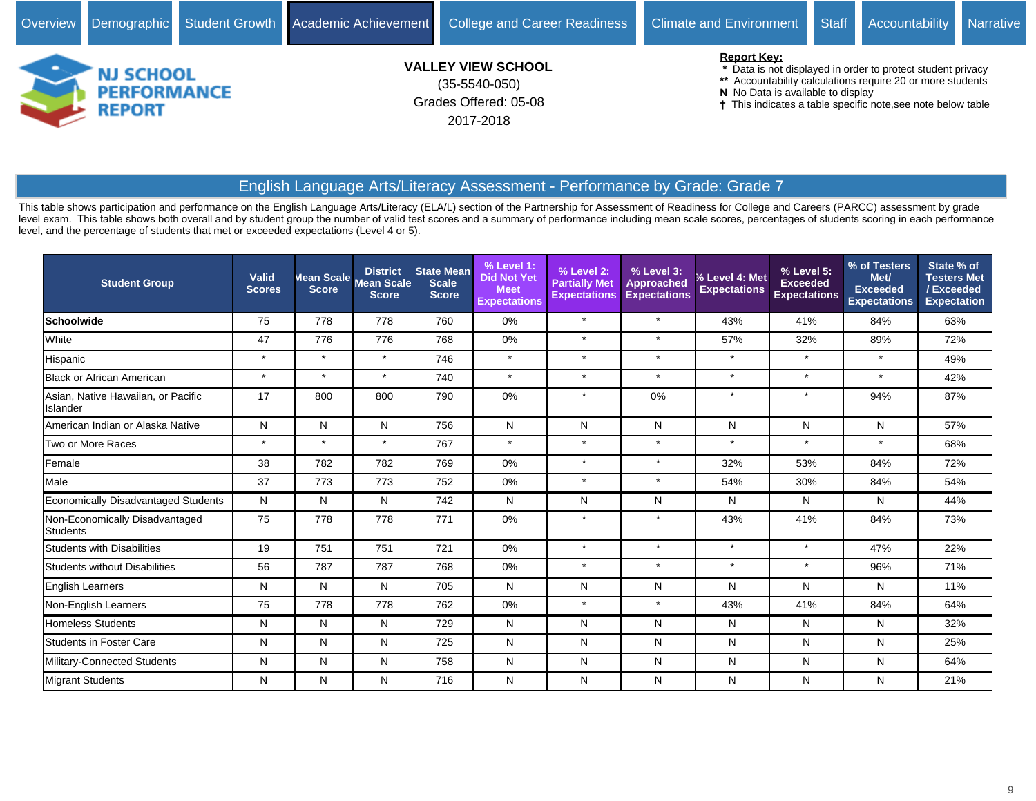Overview | Demographic | Student Growth | Academic Achievement | College and Career Readiness | Climate and Environment | Staff | Accountability | Narrative

NJ SCHOOL PERFORMANCE REPORT

**VALLEY VIEW SCHOOL**
(35-5540-050)
Grades Offered: 05-08
2017-2018

**Report Key:**
- * Data is not displayed in order to protect student privacy
- ** Accountability calculations require 20 or more students
- **N** No Data is available to display
- † This indicates a table specific note,see note below table

## English Language Arts/Literacy Assessment - Performance by Grade: Grade 7

This table shows participation and performance on the English Language Arts/Literacy (ELA/L) section of the Partnership for Assessment of Readiness for College and Careers (PARCC) assessment by grade level exam. This table shows both overall and by student group the number of valid test scores and a summary of performance including mean scale scores, percentages of students scoring in each performance level, and the percentage of students that met or exceeded expectations (Level 4 or 5).

| Student Group | Valid Scores | Mean Scale Score | District Mean Scale Score | State Mean Scale Score | % Level 1: Did Not Yet Meet Expectations | % Level 2: Partially Met Expectations | % Level 3: Approached Expectations | % Level 4: Met Expectations | % Level 5: Exceeded Expectations | % of Testers Met/ Exceeded Expectations | State % of Testers Met / Exceeded Expectation |
|---|---|---|---|---|---|---|---|---|---|---|---|
| **Schoolwide** | 75 | 778 | 778 | 760 | 0% | * | * | 43% | 41% | 84% | 63% |
| White | 47 | 776 | 776 | 768 | 0% | * | * | 57% | 32% | 89% | 72% |
| Hispanic | * | * | * | 746 | * | * | * | * | * | * | 49% |
| Black or African American | * | * | * | 740 | * | * | * | * | * | * | 42% |
| Asian, Native Hawaiian, or Pacific Islander | 17 | 800 | 800 | 790 | 0% | * | 0% | * | * | 94% | 87% |
| American Indian or Alaska Native | N | N | N | 756 | N | N | N | N | N | N | 57% |
| Two or More Races | * | * | * | 767 | * | * | * | * | * | * | 68% |
| Female | 38 | 782 | 782 | 769 | 0% | * | * | 32% | 53% | 84% | 72% |
| Male | 37 | 773 | 773 | 752 | 0% | * | * | 54% | 30% | 84% | 54% |
| Economically Disadvantaged Students | N | N | N | 742 | N | N | N | N | N | N | 44% |
| Non-Economically Disadvantaged Students | 75 | 778 | 778 | 771 | 0% | * | * | 43% | 41% | 84% | 73% |
| Students with Disabilities | 19 | 751 | 751 | 721 | 0% | * | * | * | * | 47% | 22% |
| Students without Disabilities | 56 | 787 | 787 | 768 | 0% | * | * | * | * | 96% | 71% |
| English Learners | N | N | N | 705 | N | N | N | N | N | N | 11% |
| Non-English Learners | 75 | 778 | 778 | 762 | 0% | * | * | 43% | 41% | 84% | 64% |
| Homeless Students | N | N | N | 729 | N | N | N | N | N | N | 32% |
| Students in Foster Care | N | N | N | 725 | N | N | N | N | N | N | 25% |
| Military-Connected Students | N | N | N | 758 | N | N | N | N | N | N | 64% |
| Migrant Students | N | N | N | 716 | N | N | N | N | N | N | 21% |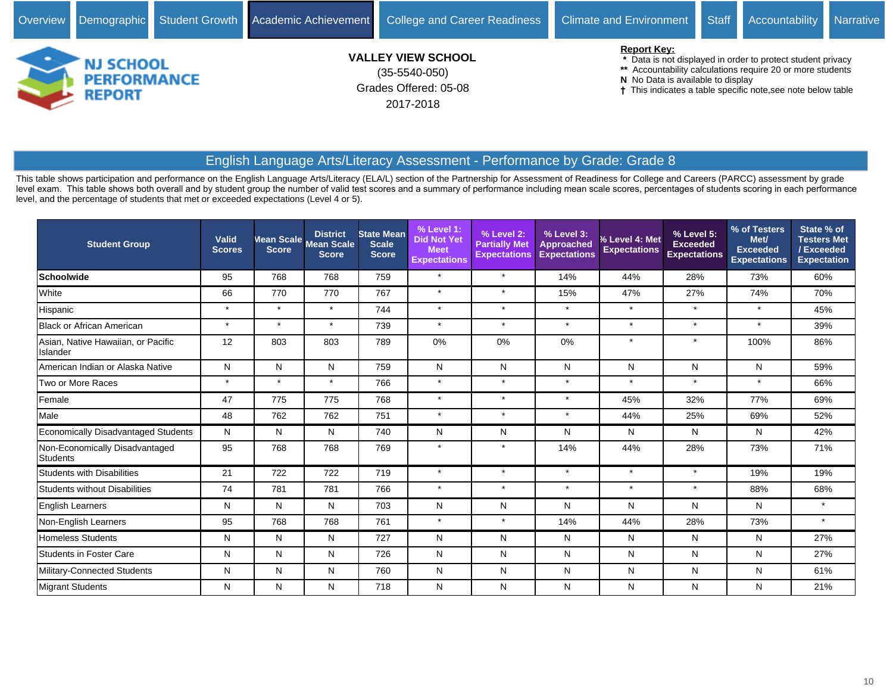Overview | Demographic | Student Growth | Academic Achievement | College and Career Readiness | Climate and Environment | Staff | Accountability | Narrative

**VALLEY VIEW SCHOOL**
(35-5540-050)
Grades Offered: 05-08
2017-2018

**Report Key:**
- \* Data is not displayed in order to protect student privacy
- \*\* Accountability calculations require 20 or more students
- **N** No Data is available to display
- † This indicates a table specific note,see note below table

## English Language Arts/Literacy Assessment - Performance by Grade: Grade 8

This table shows participation and performance on the English Language Arts/Literacy (ELA/L) section of the Partnership for Assessment of Readiness for College and Careers (PARCC) assessment by grade level exam. This table shows both overall and by student group the number of valid test scores and a summary of performance including mean scale scores, percentages of students scoring in each performance level, and the percentage of students that met or exceeded expectations (Level 4 or 5).

| Student Group | Valid Scores | Mean Scale Score | District Mean Scale Score | State Mean Scale Score | % Level 1: Did Not Yet Meet Expectations | % Level 2: Partially Met Expectations | % Level 3: Approached Expectations | % Level 4: Met Expectations | % Level 5: Exceeded Expectations | % of Testers Met/ Exceeded Expectations | State % of Testers Met / Exceeded Expectation |
|---|---|---|---|---|---|---|---|---|---|---|---|
| **Schoolwide** | 95 | 768 | 768 | 759 | * | * | 14% | 44% | 28% | 73% | 60% |
| White | 66 | 770 | 770 | 767 | * | * | 15% | 47% | 27% | 74% | 70% |
| Hispanic | * | * | * | 744 | * | * | * | * | * | * | 45% |
| Black or African American | * | * | * | 739 | * | * | * | * | * | * | 39% |
| Asian, Native Hawaiian, or Pacific Islander | 12 | 803 | 803 | 789 | 0% | 0% | 0% | * | * | 100% | 86% |
| American Indian or Alaska Native | N | N | N | 759 | N | N | N | N | N | N | 59% |
| Two or More Races | * | * | * | 766 | * | * | * | * | * | * | 66% |
| Female | 47 | 775 | 775 | 768 | * | * | * | 45% | 32% | 77% | 69% |
| Male | 48 | 762 | 762 | 751 | * | * | * | 44% | 25% | 69% | 52% |
| Economically Disadvantaged Students | N | N | N | 740 | N | N | N | N | N | N | 42% |
| Non-Economically Disadvantaged Students | 95 | 768 | 768 | 769 | * | * | 14% | 44% | 28% | 73% | 71% |
| Students with Disabilities | 21 | 722 | 722 | 719 | * | * | * | * | * | 19% | 19% |
| Students without Disabilities | 74 | 781 | 781 | 766 | * | * | * | * | * | 88% | 68% |
| English Learners | N | N | N | 703 | N | N | N | N | N | N | * |
| Non-English Learners | 95 | 768 | 768 | 761 | * | * | 14% | 44% | 28% | 73% | * |
| Homeless Students | N | N | N | 727 | N | N | N | N | N | N | 27% |
| Students in Foster Care | N | N | N | 726 | N | N | N | N | N | N | 27% |
| Military-Connected Students | N | N | N | 760 | N | N | N | N | N | N | 61% |
| Migrant Students | N | N | N | 718 | N | N | N | N | N | N | 21% |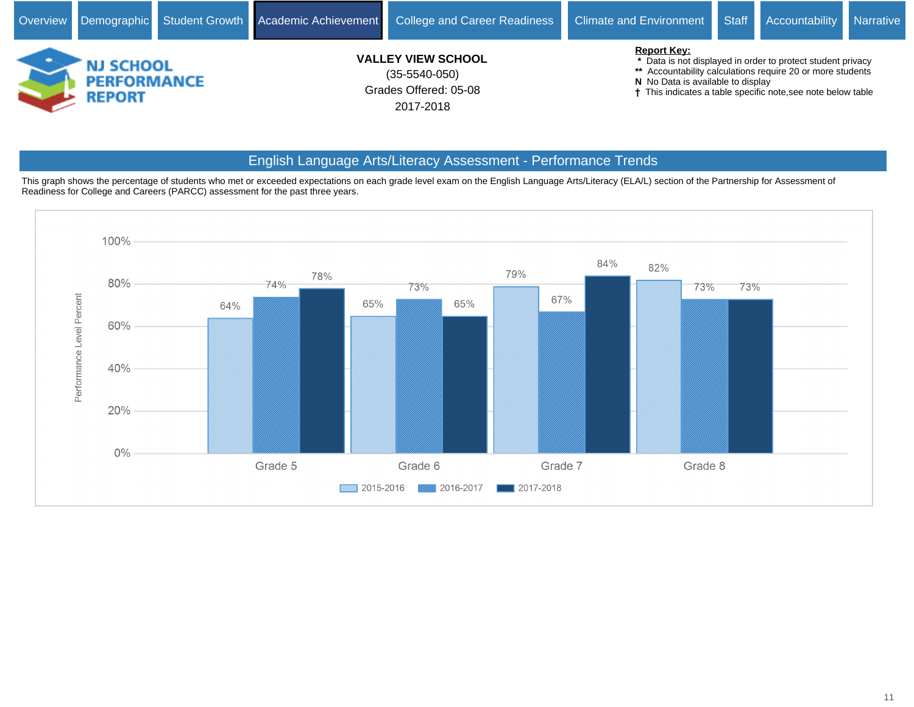Overview | Demographic | Student Growth | Academic Achievement | College and Career Readiness | Climate and Environment | Staff | Accountability | Narrative

**NJ SCHOOL PERFORMANCE REPORT**

**VALLEY VIEW SCHOOL**
(35-5540-050)
Grades Offered: 05-08
2017-2018

**Report Key:**
* Data is not displayed in order to protect student privacy
** Accountability calculations require 20 or more students
N No Data is available to display
† This indicates a table specific note,see note below table

## English Language Arts/Literacy Assessment - Performance Trends

This graph shows the percentage of students who met or exceeded expectations on each grade level exam on the English Language Arts/Literacy (ELA/L) section of the Partnership for Assessment of Readiness for College and Careers (PARCC) assessment for the past three years.

| Grade | 2015-2016 | 2016-2017 | 2017-2018 |
|---|---|---|---|
| Grade 5 | 64% | 74% | 78% |
| Grade 6 | 65% | 73% | 65% |
| Grade 7 | 79% | 67% | 84% |
| Grade 8 | 82% | 73% | 73% |

Performance Level Percent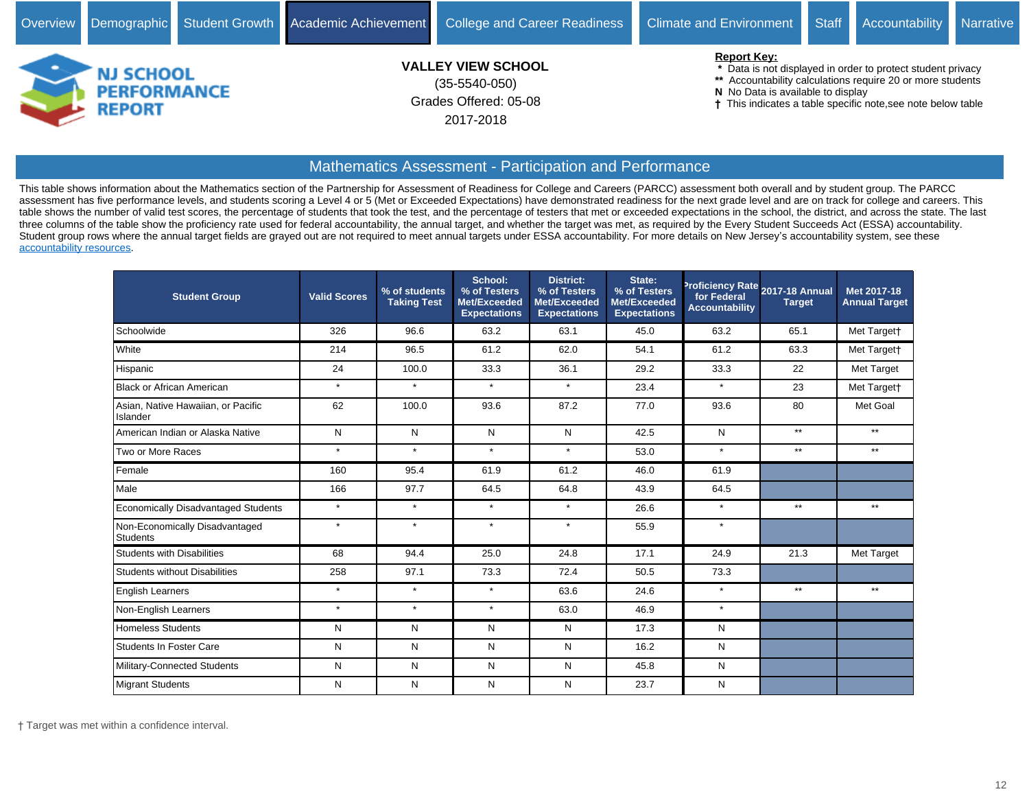Overview | Demographic | Student Growth | Academic Achievement | College and Career Readiness | Climate and Environment | Staff | Accountability | Narrative

**NJ SCHOOL PERFORMANCE REPORT**

**VALLEY VIEW SCHOOL**
(35-5540-050)
Grades Offered: 05-08
2017-2018

**Report Key:**
- * Data is not displayed in order to protect student privacy
- ** Accountability calculations require 20 or more students
- **N** No Data is available to display
- † This indicates a table specific note,see note below table

## Mathematics Assessment - Participation and Performance

This table shows information about the Mathematics section of the Partnership for Assessment of Readiness for College and Careers (PARCC) assessment both overall and by student group. The PARCC assessment has five performance levels, and students scoring a Level 4 or 5 (Met or Exceeded Expectations) have demonstrated readiness for the next grade level and are on track for college and careers. This table shows the number of valid test scores, the percentage of students that took the test, and the percentage of testers that met or exceeded expectations in the school, the district, and across the state. The last three columns of the table show the proficiency rate used for federal accountability, the annual target, and whether the target was met, as required by the Every Student Succeeds Act (ESSA) accountability. Student group rows where the annual target fields are grayed out are not required to meet annual targets under ESSA accountability. For more details on New Jersey's accountability system, see these accountability resources.

| Student Group | Valid Scores | % of students Taking Test | School: % of Testers Met/Exceeded Expectations | District: % of Testers Met/Exceeded Expectations | State: % of Testers Met/Exceeded Expectations | Proficiency Rate for Federal Accountability | 2017-18 Annual Target | Met 2017-18 Annual Target |
|---|---|---|---|---|---|---|---|---|
| Schoolwide | 326 | 96.6 | 63.2 | 63.1 | 45.0 | 63.2 | 65.1 | Met Target† |
| White | 214 | 96.5 | 61.2 | 62.0 | 54.1 | 61.2 | 63.3 | Met Target† |
| Hispanic | 24 | 100.0 | 33.3 | 36.1 | 29.2 | 33.3 | 22 | Met Target |
| Black or African American | * | * | * | * | 23.4 | * | 23 | Met Target† |
| Asian, Native Hawaiian, or Pacific Islander | 62 | 100.0 | 93.6 | 87.2 | 77.0 | 93.6 | 80 | Met Goal |
| American Indian or Alaska Native | N | N | N | N | 42.5 | N | ** | ** |
| Two or More Races | * | * | * | * | 53.0 | * | ** | ** |
| Female | 160 | 95.4 | 61.9 | 61.2 | 46.0 | 61.9 | | |
| Male | 166 | 97.7 | 64.5 | 64.8 | 43.9 | 64.5 | | |
| Economically Disadvantaged Students | * | * | * | * | 26.6 | * | ** | ** |
| Non-Economically Disadvantaged Students | * | * | * | * | 55.9 | * | | |
| Students with Disabilities | 68 | 94.4 | 25.0 | 24.8 | 17.1 | 24.9 | 21.3 | Met Target |
| Students without Disabilities | 258 | 97.1 | 73.3 | 72.4 | 50.5 | 73.3 | | |
| English Learners | * | * | * | 63.6 | 24.6 | * | ** | ** |
| Non-English Learners | * | * | * | 63.0 | 46.9 | * | | |
| Homeless Students | N | N | N | N | 17.3 | N | | |
| Students In Foster Care | N | N | N | N | 16.2 | N | | |
| Military-Connected Students | N | N | N | N | 45.8 | N | | |
| Migrant Students | N | N | N | N | 23.7 | N | | |

† Target was met within a confidence interval.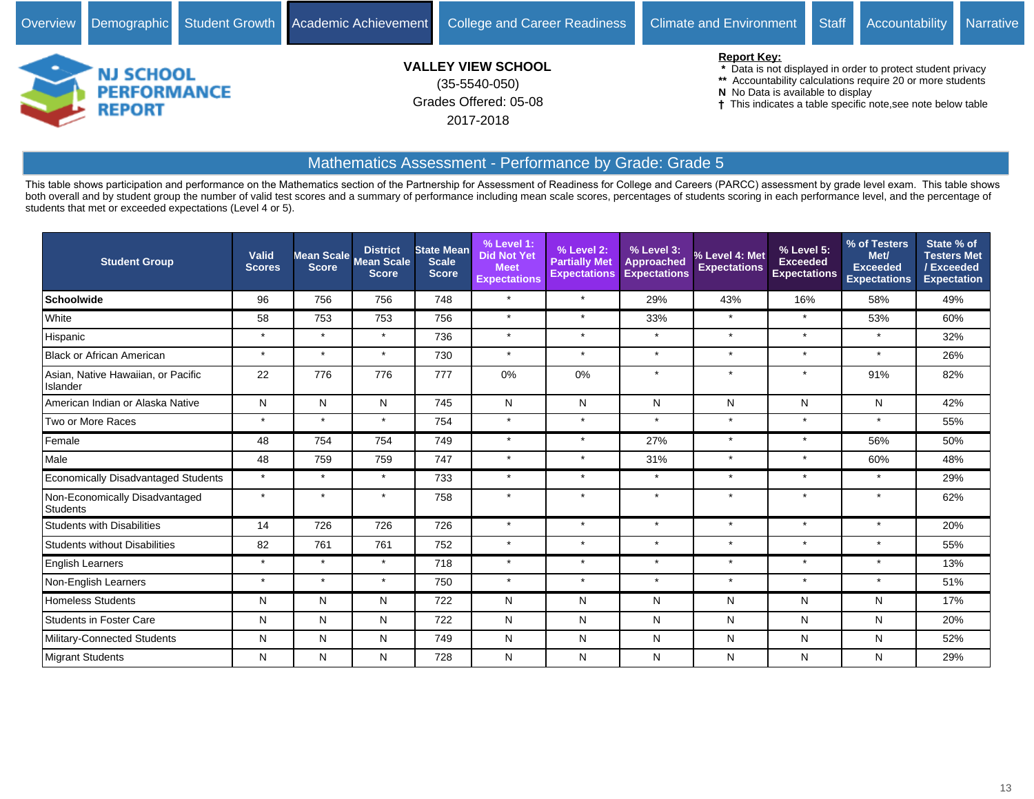Overview | Demographic | Student Growth | Academic Achievement | College and Career Readiness | Climate and Environment | Staff | Accountability | Narrative

NJ SCHOOL PERFORMANCE REPORT

**VALLEY VIEW SCHOOL**
(35-5540-050)
Grades Offered: 05-08
2017-2018

**Report Key:**
- \* Data is not displayed in order to protect student privacy
- \*\* Accountability calculations require 20 or more students
- **N** No Data is available to display
- † This indicates a table specific note,see note below table

## Mathematics Assessment - Performance by Grade: Grade 5

This table shows participation and performance on the Mathematics section of the Partnership for Assessment of Readiness for College and Careers (PARCC) assessment by grade level exam. This table shows both overall and by student group the number of valid test scores and a summary of performance including mean scale scores, percentages of students scoring in each performance level, and the percentage of students that met or exceeded expectations (Level 4 or 5).

| Student Group | Valid Scores | Mean Scale Score | District Mean Scale Score | State Mean Scale Score | % Level 1: Did Not Yet Meet Expectations | % Level 2: Partially Met Expectations | % Level 3: Approached Expectations | % Level 4: Met Expectations | % Level 5: Exceeded Expectations | % of Testers Met/ Exceeded Expectations | State % of Testers Met / Exceeded Expectation |
|---|---|---|---|---|---|---|---|---|---|---|---|
| **Schoolwide** | 96 | 756 | 756 | 748 | * | * | 29% | 43% | 16% | 58% | 49% |
| White | 58 | 753 | 753 | 756 | * | * | 33% | * | * | 53% | 60% |
| Hispanic | * | * | * | 736 | * | * | * | * | * | * | 32% |
| Black or African American | * | * | * | 730 | * | * | * | * | * | * | 26% |
| Asian, Native Hawaiian, or Pacific Islander | 22 | 776 | 776 | 777 | 0% | 0% | * | * | * | 91% | 82% |
| American Indian or Alaska Native | N | N | N | 745 | N | N | N | N | N | N | 42% |
| Two or More Races | * | * | * | 754 | * | * | * | * | * | * | 55% |
| Female | 48 | 754 | 754 | 749 | * | * | 27% | * | * | 56% | 50% |
| Male | 48 | 759 | 759 | 747 | * | * | 31% | * | * | 60% | 48% |
| Economically Disadvantaged Students | * | * | * | 733 | * | * | * | * | * | * | 29% |
| Non-Economically Disadvantaged Students | * | * | * | 758 | * | * | * | * | * | * | 62% |
| Students with Disabilities | 14 | 726 | 726 | 726 | * | * | * | * | * | * | 20% |
| Students without Disabilities | 82 | 761 | 761 | 752 | * | * | * | * | * | * | 55% |
| English Learners | * | * | * | 718 | * | * | * | * | * | * | 13% |
| Non-English Learners | * | * | * | 750 | * | * | * | * | * | * | 51% |
| Homeless Students | N | N | N | 722 | N | N | N | N | N | N | 17% |
| Students in Foster Care | N | N | N | 722 | N | N | N | N | N | N | 20% |
| Military-Connected Students | N | N | N | 749 | N | N | N | N | N | N | 52% |
| Migrant Students | N | N | N | 728 | N | N | N | N | N | N | 29% |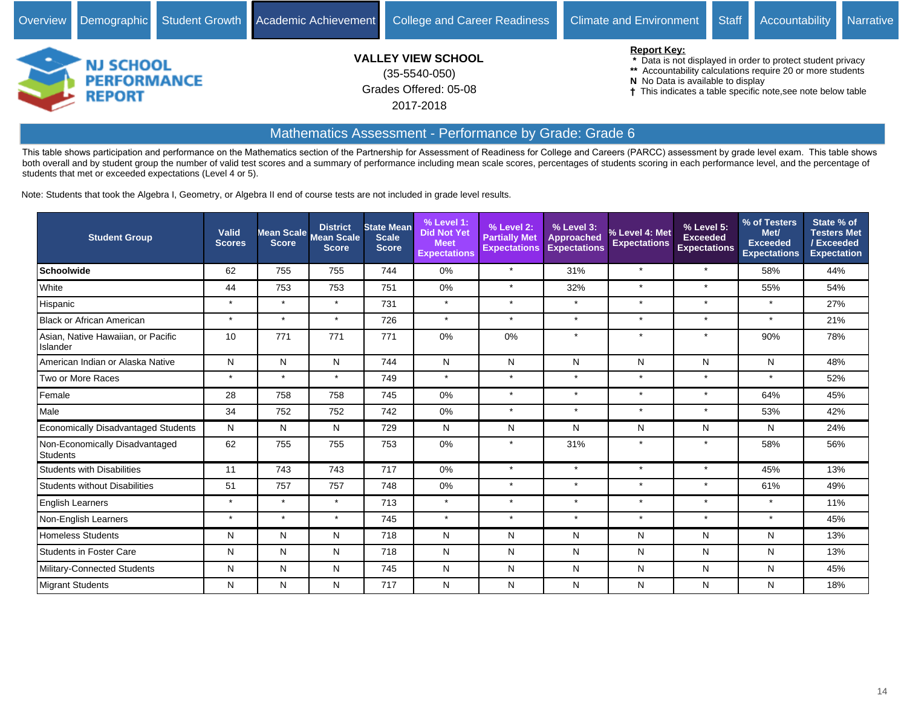Overview | Demographic | Student Growth | Academic Achievement | College and Career Readiness | Climate and Environment | Staff | Accountability | Narrative

**NJ SCHOOL PERFORMANCE REPORT**

**VALLEY VIEW SCHOOL**
(35-5540-050)
Grades Offered: 05-08
2017-2018

**Report Key:**
- \* Data is not displayed in order to protect student privacy
- \*\* Accountability calculations require 20 or more students
- N No Data is available to display
- † This indicates a table specific note,see note below table

## Mathematics Assessment - Performance by Grade: Grade 6

This table shows participation and performance on the Mathematics section of the Partnership for Assessment of Readiness for College and Careers (PARCC) assessment by grade level exam. This table shows both overall and by student group the number of valid test scores and a summary of performance including mean scale scores, percentages of students scoring in each performance level, and the percentage of students that met or exceeded expectations (Level 4 or 5).

Note: Students that took the Algebra I, Geometry, or Algebra II end of course tests are not included in grade level results.

| Student Group | Valid Scores | Mean Scale Score | District Mean Scale Score | State Mean Scale Score | % Level 1: Did Not Yet Meet Expectations | % Level 2: Partially Met Expectations | % Level 3: Approached Expectations | % Level 4: Met Expectations | % Level 5: Exceeded Expectations | % of Testers Met/ Exceeded Expectations | State % of Testers Met / Exceeded Expectation |
|---|---|---|---|---|---|---|---|---|---|---|---|
| **Schoolwide** | 62 | 755 | 755 | 744 | 0% | * | 31% | * | * | 58% | 44% |
| White | 44 | 753 | 753 | 751 | 0% | * | 32% | * | * | 55% | 54% |
| Hispanic | * | * | * | 731 | * | * | * | * | * | * | 27% |
| Black or African American | * | * | * | 726 | * | * | * | * | * | * | 21% |
| Asian, Native Hawaiian, or Pacific Islander | 10 | 771 | 771 | 771 | 0% | 0% | * | * | * | 90% | 78% |
| American Indian or Alaska Native | N | N | N | 744 | N | N | N | N | N | N | 48% |
| Two or More Races | * | * | * | 749 | * | * | * | * | * | * | 52% |
| Female | 28 | 758 | 758 | 745 | 0% | * | * | * | * | 64% | 45% |
| Male | 34 | 752 | 752 | 742 | 0% | * | * | * | * | 53% | 42% |
| Economically Disadvantaged Students | N | N | N | 729 | N | N | N | N | N | N | 24% |
| Non-Economically Disadvantaged Students | 62 | 755 | 755 | 753 | 0% | * | 31% | * | * | 58% | 56% |
| Students with Disabilities | 11 | 743 | 743 | 717 | 0% | * | * | * | * | 45% | 13% |
| Students without Disabilities | 51 | 757 | 757 | 748 | 0% | * | * | * | * | 61% | 49% |
| English Learners | * | * | * | 713 | * | * | * | * | * | * | 11% |
| Non-English Learners | * | * | * | 745 | * | * | * | * | * | * | 45% |
| Homeless Students | N | N | N | 718 | N | N | N | N | N | N | 13% |
| Students in Foster Care | N | N | N | 718 | N | N | N | N | N | N | 13% |
| Military-Connected Students | N | N | N | 745 | N | N | N | N | N | N | 45% |
| Migrant Students | N | N | N | 717 | N | N | N | N | N | N | 18% |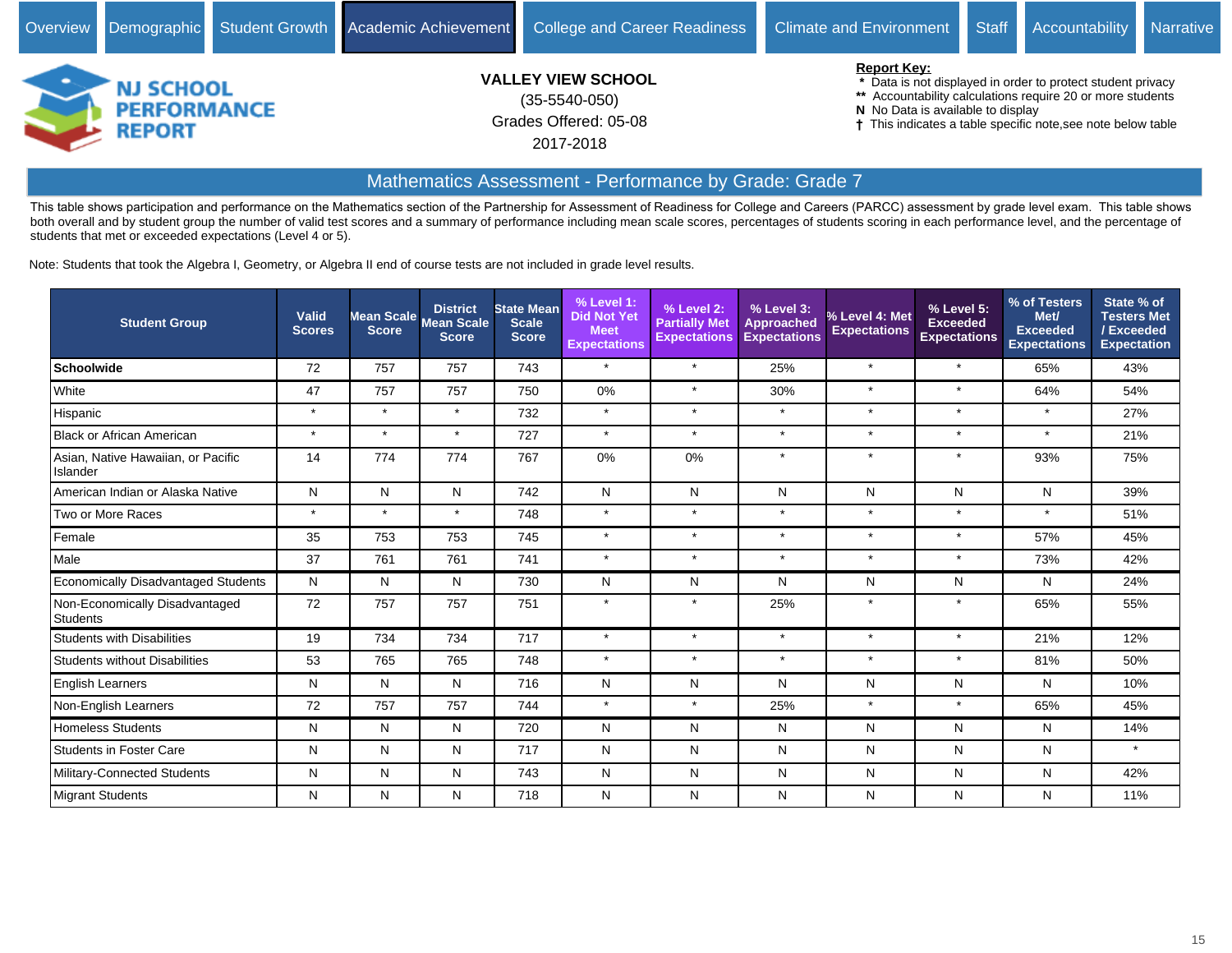Overview | Demographic | Student Growth | Academic Achievement | College and Career Readiness | Climate and Environment | Staff | Accountability | Narrative

**VALLEY VIEW SCHOOL**
(35-5540-050)
Grades Offered: 05-08
2017-2018

**Report Key:**
- * Data is not displayed in order to protect student privacy
- ** Accountability calculations require 20 or more students
- N No Data is available to display
- † This indicates a table specific note,see note below table

## Mathematics Assessment - Performance by Grade: Grade 7

This table shows participation and performance on the Mathematics section of the Partnership for Assessment of Readiness for College and Careers (PARCC) assessment by grade level exam. This table shows both overall and by student group the number of valid test scores and a summary of performance including mean scale scores, percentages of students scoring in each performance level, and the percentage of students that met or exceeded expectations (Level 4 or 5).

Note: Students that took the Algebra I, Geometry, or Algebra II end of course tests are not included in grade level results.

| Student Group | Valid Scores | Mean Scale Score | District Mean Scale Score | State Mean Scale Score | % Level 1: Did Not Yet Meet Expectations | % Level 2: Partially Met Expectations | % Level 3: Approached Expectations | % Level 4: Met Expectations | % Level 5: Exceeded Expectations | % of Testers Met/ Exceeded Expectations | State % of Testers Met / Exceeded Expectation |
|---|---|---|---|---|---|---|---|---|---|---|---|
| **Schoolwide** | 72 | 757 | 757 | 743 | * | * | 25% | * | * | 65% | 43% |
| White | 47 | 757 | 757 | 750 | 0% | * | 30% | * | * | 64% | 54% |
| Hispanic | * | * | * | 732 | * | * | * | * | * | * | 27% |
| Black or African American | * | * | * | 727 | * | * | * | * | * | * | 21% |
| Asian, Native Hawaiian, or Pacific Islander | 14 | 774 | 774 | 767 | 0% | 0% | * | * | * | 93% | 75% |
| American Indian or Alaska Native | N | N | N | 742 | N | N | N | N | N | N | 39% |
| Two or More Races | * | * | * | 748 | * | * | * | * | * | * | 51% |
| Female | 35 | 753 | 753 | 745 | * | * | * | * | * | 57% | 45% |
| Male | 37 | 761 | 761 | 741 | * | * | * | * | * | 73% | 42% |
| Economically Disadvantaged Students | N | N | N | 730 | N | N | N | N | N | N | 24% |
| Non-Economically Disadvantaged Students | 72 | 757 | 757 | 751 | * | * | 25% | * | * | 65% | 55% |
| Students with Disabilities | 19 | 734 | 734 | 717 | * | * | * | * | * | 21% | 12% |
| Students without Disabilities | 53 | 765 | 765 | 748 | * | * | * | * | * | 81% | 50% |
| English Learners | N | N | N | 716 | N | N | N | N | N | N | 10% |
| Non-English Learners | 72 | 757 | 757 | 744 | * | * | 25% | * | * | 65% | 45% |
| Homeless Students | N | N | N | 720 | N | N | N | N | N | N | 14% |
| Students in Foster Care | N | N | N | 717 | N | N | N | N | N | N | * |
| Military-Connected Students | N | N | N | 743 | N | N | N | N | N | N | 42% |
| Migrant Students | N | N | N | 718 | N | N | N | N | N | N | 11% |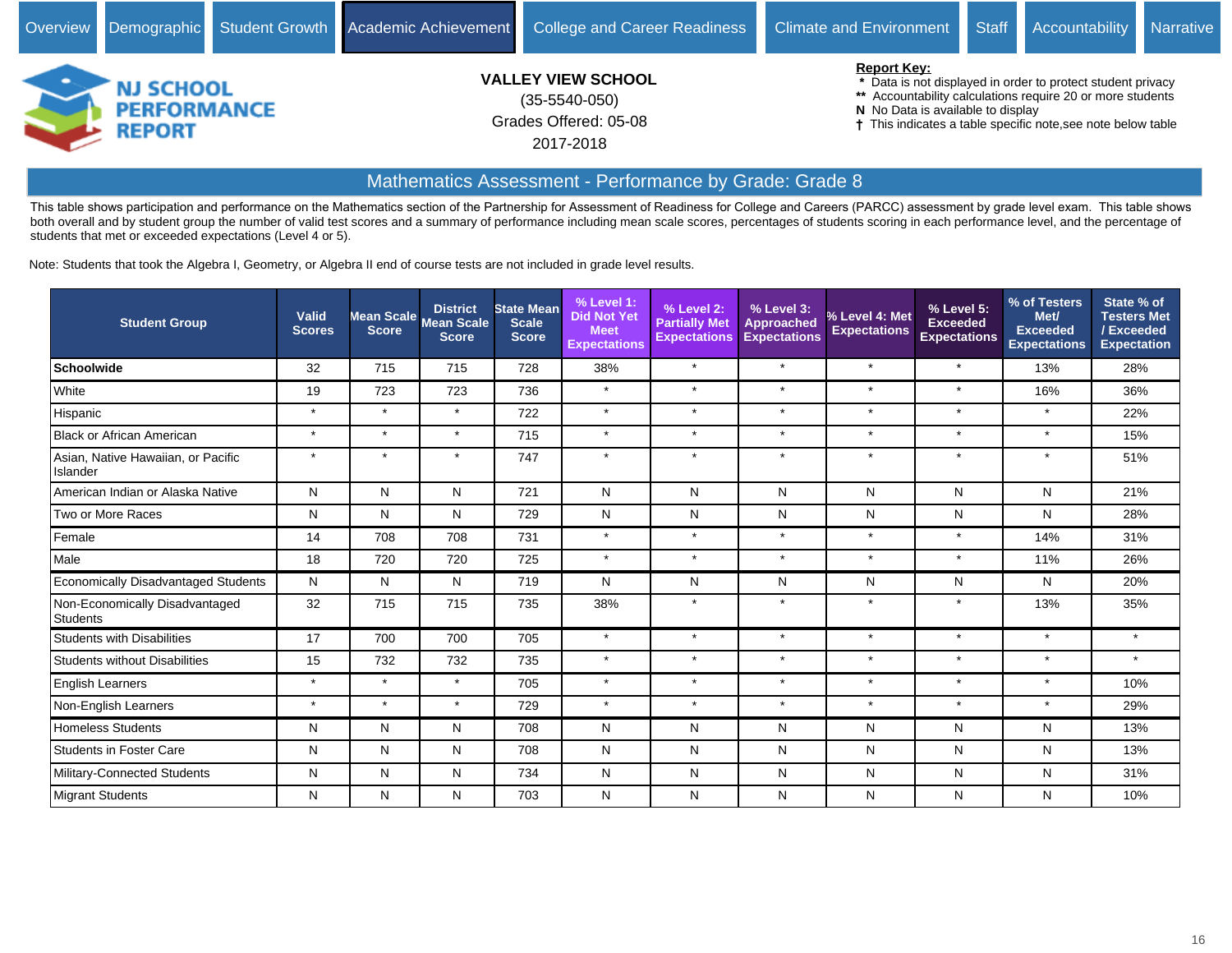Overview | Demographic | Student Growth | Academic Achievement | College and Career Readiness | Climate and Environment | Staff | Accountability | Narrative

# NJ SCHOOL PERFORMANCE REPORT

**VALLEY VIEW SCHOOL**
(35-5540-050)
Grades Offered: 05-08
2017-2018

**Report Key:**
- \* Data is not displayed in order to protect student privacy
- \*\* Accountability calculations require 20 or more students
- N No Data is available to display
- † This indicates a table specific note,see note below table

## Mathematics Assessment - Performance by Grade: Grade 8

This table shows participation and performance on the Mathematics section of the Partnership for Assessment of Readiness for College and Careers (PARCC) assessment by grade level exam. This table shows both overall and by student group the number of valid test scores and a summary of performance including mean scale scores, percentages of students scoring in each performance level, and the percentage of students that met or exceeded expectations (Level 4 or 5).

Note: Students that took the Algebra I, Geometry, or Algebra II end of course tests are not included in grade level results.

| Student Group | Valid Scores | Mean Scale Score | District Mean Scale Score | State Mean Scale Score | % Level 1: Did Not Yet Meet Expectations | % Level 2: Partially Met Expectations | % Level 3: Approached Expectations | % Level 4: Met Expectations | % Level 5: Exceeded Expectations | % of Testers Met/ Exceeded Expectations | State % of Testers Met / Exceeded Expectation |
|---|---|---|---|---|---|---|---|---|---|---|---|
| **Schoolwide** | 32 | 715 | 715 | 728 | 38% | * | * | * | * | 13% | 28% |
| White | 19 | 723 | 723 | 736 | * | * | * | * | * | 16% | 36% |
| Hispanic | * | * | * | 722 | * | * | * | * | * | * | 22% |
| Black or African American | * | * | * | 715 | * | * | * | * | * | * | 15% |
| Asian, Native Hawaiian, or Pacific Islander | * | * | * | 747 | * | * | * | * | * | * | 51% |
| American Indian or Alaska Native | N | N | N | 721 | N | N | N | N | N | N | 21% |
| Two or More Races | N | N | N | 729 | N | N | N | N | N | N | 28% |
| Female | 14 | 708 | 708 | 731 | * | * | * | * | * | 14% | 31% |
| Male | 18 | 720 | 720 | 725 | * | * | * | * | * | 11% | 26% |
| Economically Disadvantaged Students | N | N | N | 719 | N | N | N | N | N | N | 20% |
| Non-Economically Disadvantaged Students | 32 | 715 | 715 | 735 | 38% | * | * | * | * | 13% | 35% |
| Students with Disabilities | 17 | 700 | 700 | 705 | * | * | * | * | * | * | * |
| Students without Disabilities | 15 | 732 | 732 | 735 | * | * | * | * | * | * | * |
| English Learners | * | * | * | 705 | * | * | * | * | * | * | 10% |
| Non-English Learners | * | * | * | 729 | * | * | * | * | * | * | 29% |
| Homeless Students | N | N | N | 708 | N | N | N | N | N | N | 13% |
| Students in Foster Care | N | N | N | 708 | N | N | N | N | N | N | 13% |
| Military-Connected Students | N | N | N | 734 | N | N | N | N | N | N | 31% |
| Migrant Students | N | N | N | 703 | N | N | N | N | N | N | 10% |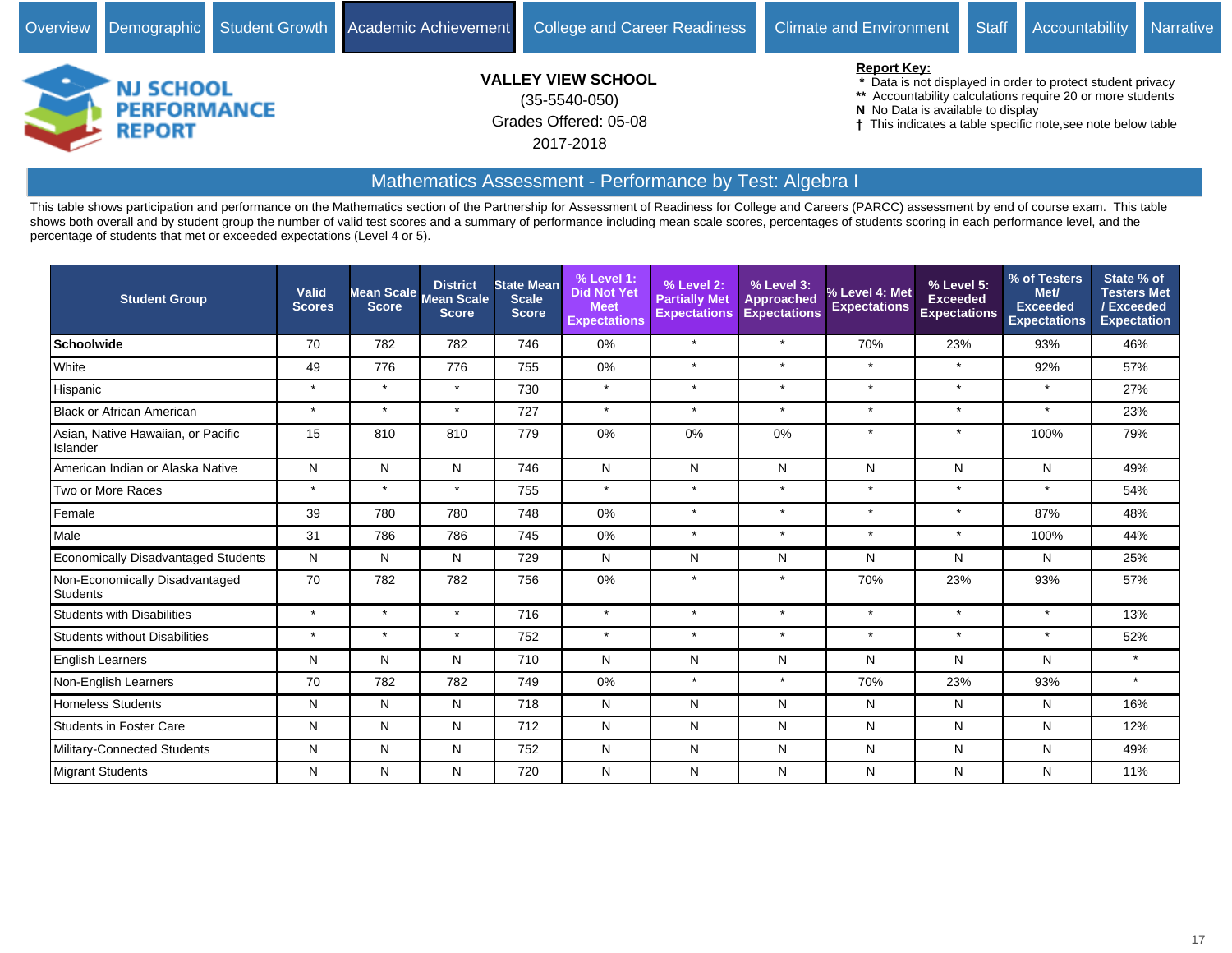Overview | Demographic | Student Growth | Academic Achievement | College and Career Readiness | Climate and Environment | Staff | Accountability | Narrative

NJ SCHOOL PERFORMANCE REPORT

**VALLEY VIEW SCHOOL**
(35-5540-050)
Grades Offered: 05-08
2017-2018

**Report Key:**
- \* Data is not displayed in order to protect student privacy
- \*\* Accountability calculations require 20 or more students
- **N** No Data is available to display
- † This indicates a table specific note,see note below table

## Mathematics Assessment - Performance by Test: Algebra I

This table shows participation and performance on the Mathematics section of the Partnership for Assessment of Readiness for College and Careers (PARCC) assessment by end of course exam. This table shows both overall and by student group the number of valid test scores and a summary of performance including mean scale scores, percentages of students scoring in each performance level, and the percentage of students that met or exceeded expectations (Level 4 or 5).

| Student Group | Valid Scores | Mean Scale Score | District Mean Scale Score | State Mean Scale Score | % Level 1: Did Not Yet Meet Expectations | % Level 2: Partially Met Expectations | % Level 3: Approached Expectations | % Level 4: Met Expectations | % Level 5: Exceeded Expectations | % of Testers Met/ Exceeded Expectations | State % of Testers Met / Exceeded Expectation |
|---|---|---|---|---|---|---|---|---|---|---|---|
| **Schoolwide** | 70 | 782 | 782 | 746 | 0% | * | * | 70% | 23% | 93% | 46% |
| White | 49 | 776 | 776 | 755 | 0% | * | * | * | * | 92% | 57% |
| Hispanic | * | * | * | 730 | * | * | * | * | * | * | 27% |
| Black or African American | * | * | * | 727 | * | * | * | * | * | * | 23% |
| Asian, Native Hawaiian, or Pacific Islander | 15 | 810 | 810 | 779 | 0% | 0% | 0% | * | * | 100% | 79% |
| American Indian or Alaska Native | N | N | N | 746 | N | N | N | N | N | N | 49% |
| Two or More Races | * | * | * | 755 | * | * | * | * | * | * | 54% |
| Female | 39 | 780 | 780 | 748 | 0% | * | * | * | * | 87% | 48% |
| Male | 31 | 786 | 786 | 745 | 0% | * | * | * | * | 100% | 44% |
| Economically Disadvantaged Students | N | N | N | 729 | N | N | N | N | N | N | 25% |
| Non-Economically Disadvantaged Students | 70 | 782 | 782 | 756 | 0% | * | * | 70% | 23% | 93% | 57% |
| Students with Disabilities | * | * | * | 716 | * | * | * | * | * | * | 13% |
| Students without Disabilities | * | * | * | 752 | * | * | * | * | * | * | 52% |
| English Learners | N | N | N | 710 | N | N | N | N | N | N | * |
| Non-English Learners | 70 | 782 | 782 | 749 | 0% | * | * | 70% | 23% | 93% | * |
| Homeless Students | N | N | N | 718 | N | N | N | N | N | N | 16% |
| Students in Foster Care | N | N | N | 712 | N | N | N | N | N | N | 12% |
| Military-Connected Students | N | N | N | 752 | N | N | N | N | N | N | 49% |
| Migrant Students | N | N | N | 720 | N | N | N | N | N | N | 11% |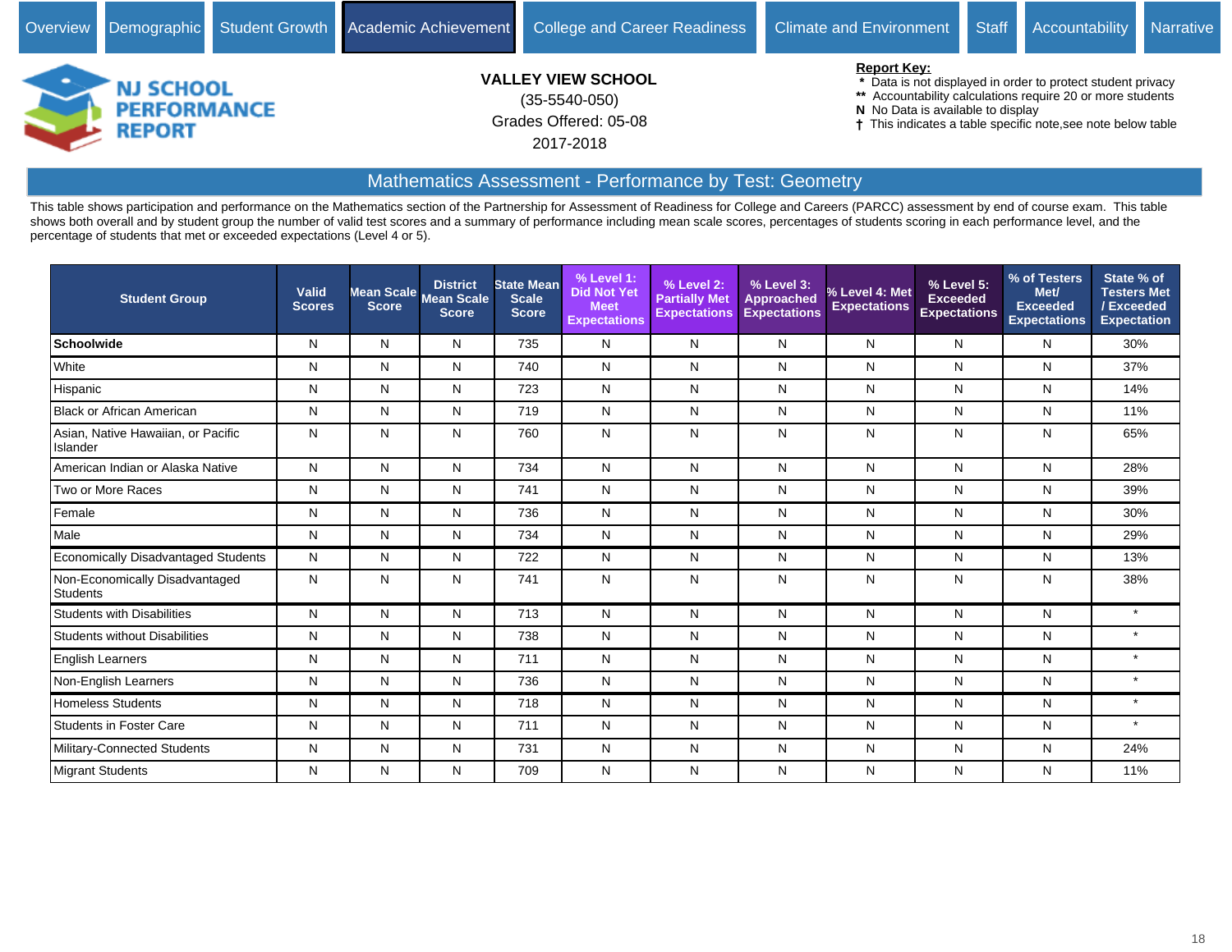Overview | Demographic | Student Growth | Academic Achievement | College and Career Readiness | Climate and Environment | Staff | Accountability | Narrative

**NJ SCHOOL PERFORMANCE REPORT**

**VALLEY VIEW SCHOOL**
(35-5540-050)
Grades Offered: 05-08
2017-2018

**Report Key:**
- * Data is not displayed in order to protect student privacy
- ** Accountability calculations require 20 or more students
- **N** No Data is available to display
- † This indicates a table specific note,see note below table

## Mathematics Assessment - Performance by Test: Geometry

This table shows participation and performance on the Mathematics section of the Partnership for Assessment of Readiness for College and Careers (PARCC) assessment by end of course exam. This table shows both overall and by student group the number of valid test scores and a summary of performance including mean scale scores, percentages of students scoring in each performance level, and the percentage of students that met or exceeded expectations (Level 4 or 5).

| Student Group | Valid Scores | Mean Scale Score | District Mean Scale Score | State Mean Scale Score | % Level 1: Did Not Yet Meet Expectations | % Level 2: Partially Met Expectations | % Level 3: Approached Expectations | % Level 4: Met Expectations | % Level 5: Exceeded Expectations | % of Testers Met/ Exceeded Expectations | State % of Testers Met / Exceeded Expectation |
|---|---|---|---|---|---|---|---|---|---|---|---|
| **Schoolwide** | N | N | N | 735 | N | N | N | N | N | N | 30% |
| White | N | N | N | 740 | N | N | N | N | N | N | 37% |
| Hispanic | N | N | N | 723 | N | N | N | N | N | N | 14% |
| Black or African American | N | N | N | 719 | N | N | N | N | N | N | 11% |
| Asian, Native Hawaiian, or Pacific Islander | N | N | N | 760 | N | N | N | N | N | N | 65% |
| American Indian or Alaska Native | N | N | N | 734 | N | N | N | N | N | N | 28% |
| Two or More Races | N | N | N | 741 | N | N | N | N | N | N | 39% |
| Female | N | N | N | 736 | N | N | N | N | N | N | 30% |
| Male | N | N | N | 734 | N | N | N | N | N | N | 29% |
| Economically Disadvantaged Students | N | N | N | 722 | N | N | N | N | N | N | 13% |
| Non-Economically Disadvantaged Students | N | N | N | 741 | N | N | N | N | N | N | 38% |
| Students with Disabilities | N | N | N | 713 | N | N | N | N | N | N | * |
| Students without Disabilities | N | N | N | 738 | N | N | N | N | N | N | * |
| English Learners | N | N | N | 711 | N | N | N | N | N | N | * |
| Non-English Learners | N | N | N | 736 | N | N | N | N | N | N | * |
| Homeless Students | N | N | N | 718 | N | N | N | N | N | N | * |
| Students in Foster Care | N | N | N | 711 | N | N | N | N | N | N | * |
| Military-Connected Students | N | N | N | 731 | N | N | N | N | N | N | 24% |
| Migrant Students | N | N | N | 709 | N | N | N | N | N | N | 11% |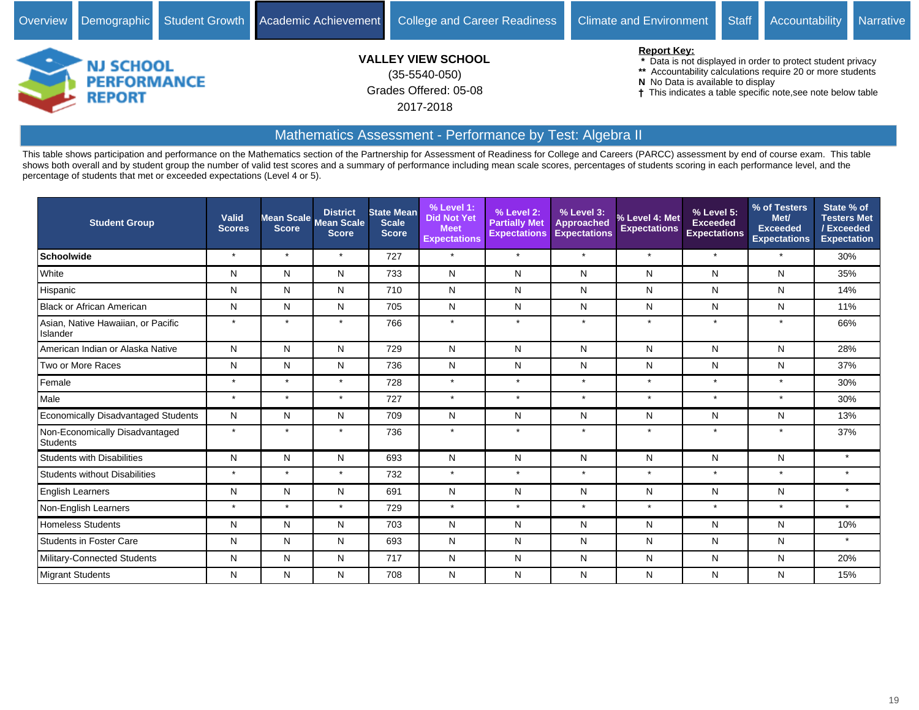Overview | Demographic | Student Growth | Academic Achievement | College and Career Readiness | Climate and Environment | Staff | Accountability | Narrative

**NJ SCHOOL PERFORMANCE REPORT**

**VALLEY VIEW SCHOOL**
(35-5540-050)
Grades Offered: 05-08
2017-2018

**Report Key:**
* Data is not displayed in order to protect student privacy
** Accountability calculations require 20 or more students
**N** No Data is available to display
† This indicates a table specific note,see note below table

## Mathematics Assessment - Performance by Test: Algebra II

This table shows participation and performance on the Mathematics section of the Partnership for Assessment of Readiness for College and Careers (PARCC) assessment by end of course exam. This table shows both overall and by student group the number of valid test scores and a summary of performance including mean scale scores, percentages of students scoring in each performance level, and the percentage of students that met or exceeded expectations (Level 4 or 5).

| Student Group | Valid Scores | Mean Scale Score | District Mean Scale Score | State Mean Scale Score | % Level 1: Did Not Yet Meet Expectations | % Level 2: Partially Met Expectations | % Level 3: Approached Expectations | % Level 4: Met Expectations | % Level 5: Exceeded Expectations | % of Testers Met/ Exceeded Expectations | State % of Testers Met / Exceeded Expectation |
|---|---|---|---|---|---|---|---|---|---|---|---|
| **Schoolwide** | * | * | * | 727 | * | * | * | * | * | * | 30% |
| White | N | N | N | 733 | N | N | N | N | N | N | 35% |
| Hispanic | N | N | N | 710 | N | N | N | N | N | N | 14% |
| Black or African American | N | N | N | 705 | N | N | N | N | N | N | 11% |
| Asian, Native Hawaiian, or Pacific Islander | * | * | * | 766 | * | * | * | * | * | * | 66% |
| American Indian or Alaska Native | N | N | N | 729 | N | N | N | N | N | N | 28% |
| Two or More Races | N | N | N | 736 | N | N | N | N | N | N | 37% |
| Female | * | * | * | 728 | * | * | * | * | * | * | 30% |
| Male | * | * | * | 727 | * | * | * | * | * | * | 30% |
| Economically Disadvantaged Students | N | N | N | 709 | N | N | N | N | N | N | 13% |
| Non-Economically Disadvantaged Students | * | * | * | 736 | * | * | * | * | * | * | 37% |
| Students with Disabilities | N | N | N | 693 | N | N | N | N | N | N | * |
| Students without Disabilities | * | * | * | 732 | * | * | * | * | * | * | * |
| English Learners | N | N | N | 691 | N | N | N | N | N | N | * |
| Non-English Learners | * | * | * | 729 | * | * | * | * | * | * | * |
| Homeless Students | N | N | N | 703 | N | N | N | N | N | N | 10% |
| Students in Foster Care | N | N | N | 693 | N | N | N | N | N | N | * |
| Military-Connected Students | N | N | N | 717 | N | N | N | N | N | N | 20% |
| Migrant Students | N | N | N | 708 | N | N | N | N | N | N | 15% |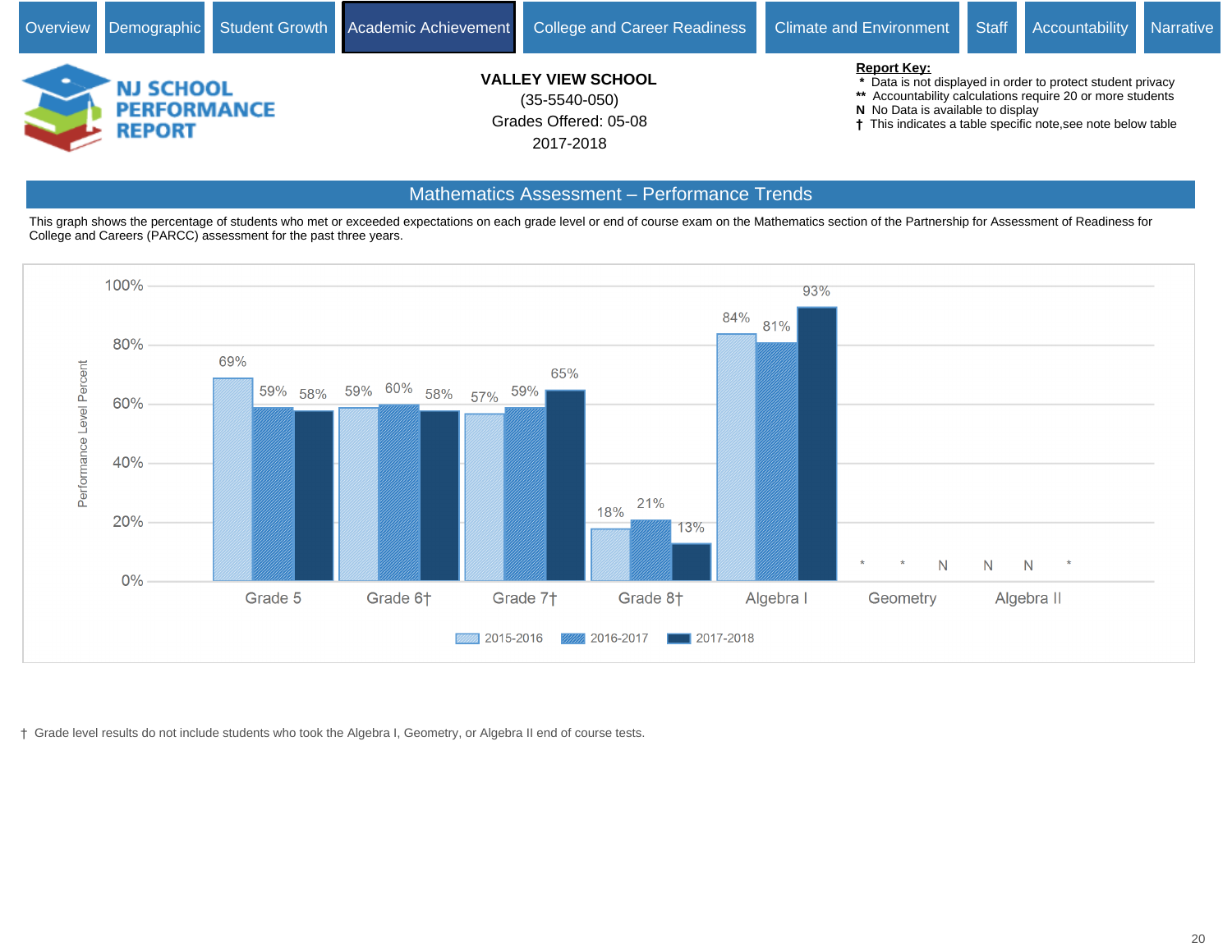Overview | Demographic | Student Growth | **Academic Achievement** | College and Career Readiness | Climate and Environment | Staff | Accountability | Narrative

**NJ SCHOOL PERFORMANCE REPORT**

**VALLEY VIEW SCHOOL**
(35-5540-050)
Grades Offered: 05-08
2017-2018

**Report Key:**
- `*` Data is not displayed in order to protect student privacy
- `**` Accountability calculations require 20 or more students
- **N** No Data is available to display
- **†** This indicates a table specific note,see note below table

## Mathematics Assessment – Performance Trends

This graph shows the percentage of students who met or exceeded expectations on each grade level or end of course exam on the Mathematics section of the Partnership for Assessment of Readiness for College and Careers (PARCC) assessment for the past three years.

| | 2015-2016 | 2016-2017 | 2017-2018 |
|---|---|---|---|
| Grade 5 | 69% | 59% | 58% |
| Grade 6† | 59% | 60% | 58% |
| Grade 7† | 57% | 59% | 65% |
| Grade 8† | 18% | 21% | 13% |
| Algebra I | 84% | 81% | 93% |
| Geometry | * | * | N |
| Algebra II | N | N | * |

† Grade level results do not include students who took the Algebra I, Geometry, or Algebra II end of course tests.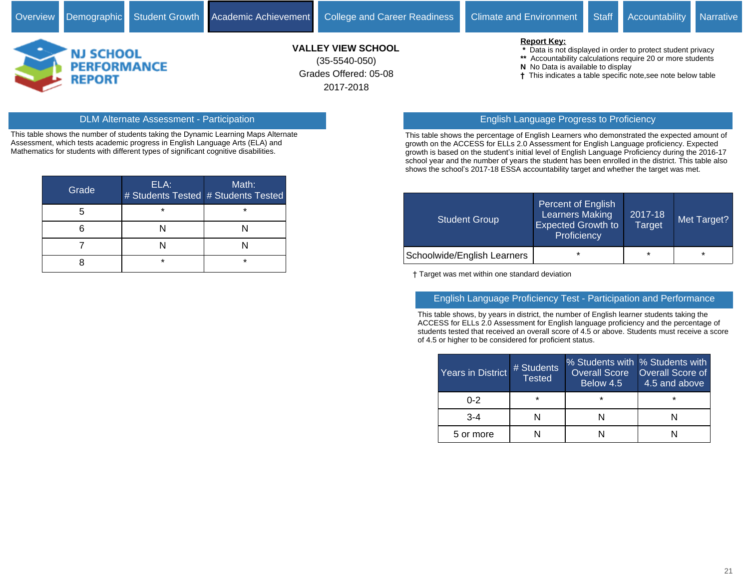Overview | Demographic | Student Growth | Academic Achievement | College and Career Readiness | Climate and Environment | Staff | Accountability | Narrative

**NJ SCHOOL PERFORMANCE REPORT**

**VALLEY VIEW SCHOOL**
(35-5540-050)
Grades Offered: 05-08
2017-2018

**Report Key:**
- * Data is not displayed in order to protect student privacy
- ** Accountability calculations require 20 or more students
- **N** No Data is available to display
- † This indicates a table specific note,see note below table

## DLM Alternate Assessment - Participation

This table shows the number of students taking the Dynamic Learning Maps Alternate Assessment, which tests academic progress in English Language Arts (ELA) and Mathematics for students with different types of significant cognitive disabilities.

| Grade | ELA: # Students Tested | Math: # Students Tested |
|---|---|---|
| 5 | * | * |
| 6 | N | N |
| 7 | N | N |
| 8 | * | * |

## English Language Progress to Proficiency

This table shows the percentage of English Learners who demonstrated the expected amount of growth on the ACCESS for ELLs 2.0 Assessment for English Language proficiency. Expected growth is based on the student's initial level of English Language Proficiency during the 2016-17 school year and the number of years the student has been enrolled in the district. This table also shows the school's 2017-18 ESSA accountability target and whether the target was met.

| Student Group | Percent of English Learners Making Expected Growth to Proficiency | 2017-18 Target | Met Target? |
|---|---|---|---|
| Schoolwide/English Learners | * | * | * |

† Target was met within one standard deviation

## English Language Proficiency Test - Participation and Performance

This table shows, by years in district, the number of English learner students taking the ACCESS for ELLs 2.0 Assessment for English language proficiency and the percentage of students tested that received an overall score of 4.5 or above. Students must receive a score of 4.5 or higher to be considered for proficient status.

| Years in District | # Students Tested | % Students with Overall Score Below 4.5 | % Students with Overall Score of 4.5 and above |
|---|---|---|---|
| 0-2 | * | * | * |
| 3-4 | N | N | N |
| 5 or more | N | N | N |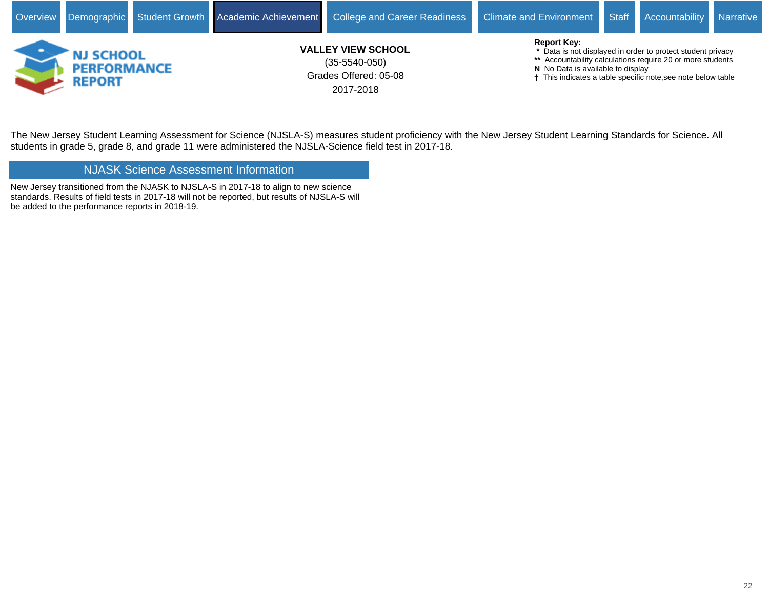Overview | Demographic | Student Growth | Academic Achievement | College and Career Readiness | Climate and Environment | Staff | Accountability | Narrative

**NJ SCHOOL PERFORMANCE REPORT**

**VALLEY VIEW SCHOOL**
(35-5540-050)
Grades Offered: 05-08
2017-2018

**Report Key:**
- \* Data is not displayed in order to protect student privacy
- \*\* Accountability calculations require 20 or more students
- **N** No Data is available to display
- † This indicates a table specific note,see note below table

The New Jersey Student Learning Assessment for Science (NJSLA-S) measures student proficiency with the New Jersey Student Learning Standards for Science. All students in grade 5, grade 8, and grade 11 were administered the NJSLA-Science field test in 2017-18.

## NJASK Science Assessment Information

New Jersey transitioned from the NJASK to NJSLA-S in 2017-18 to align to new science standards. Results of field tests in 2017-18 will not be reported, but results of NJSLA-S will be added to the performance reports in 2018-19.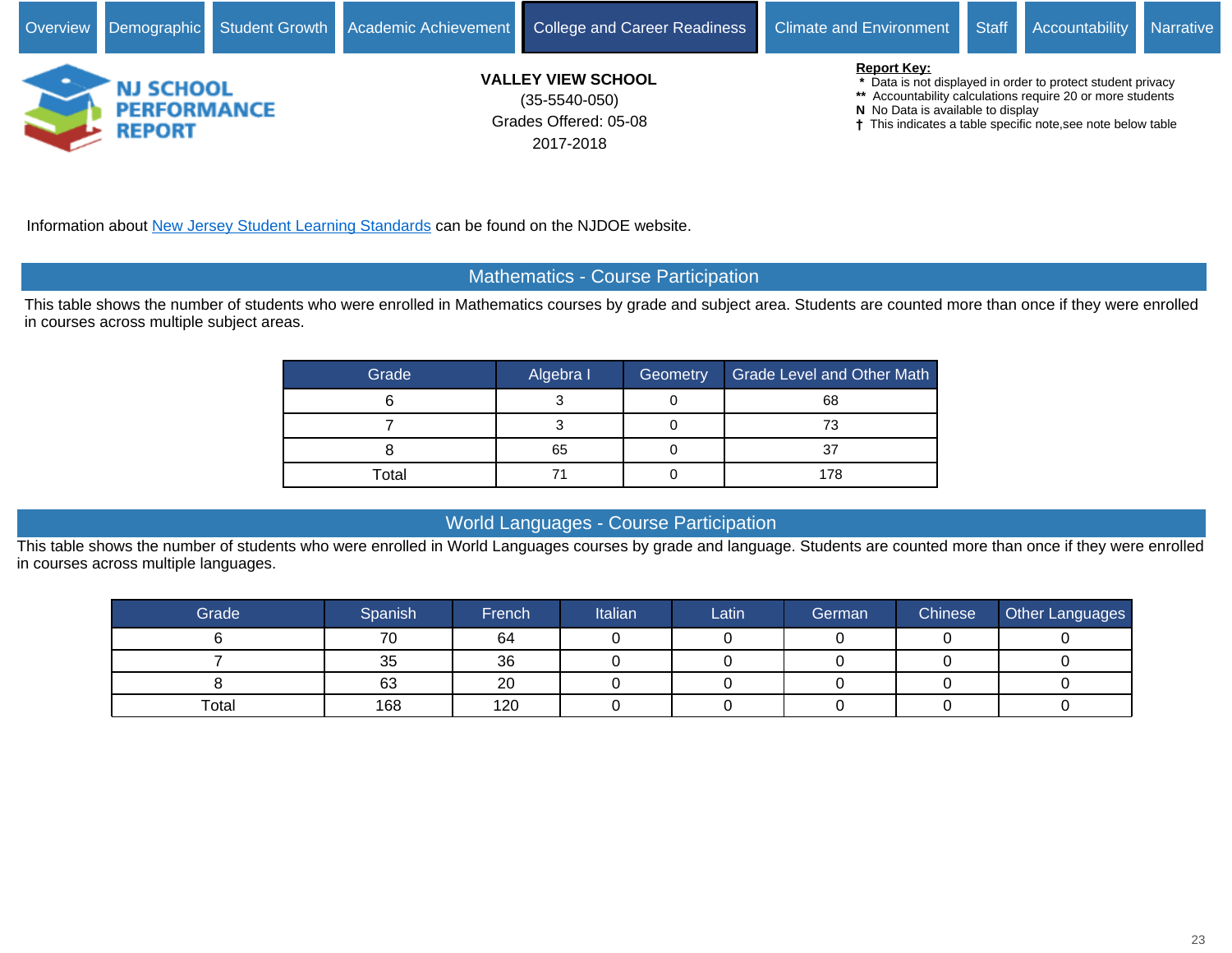Overview | Demographic | Student Growth | Academic Achievement | College and Career Readiness | Climate and Environment | Staff | Accountability | Narrative

NJ SCHOOL PERFORMANCE REPORT

**VALLEY VIEW SCHOOL**
(35-5540-050)
Grades Offered: 05-08
2017-2018

**Report Key:**
- * Data is not displayed in order to protect student privacy
- ** Accountability calculations require 20 or more students
- **N** No Data is available to display
- † This indicates a table specific note,see note below table

Information about New Jersey Student Learning Standards can be found on the NJDOE website.

## Mathematics - Course Participation

This table shows the number of students who were enrolled in Mathematics courses by grade and subject area. Students are counted more than once if they were enrolled in courses across multiple subject areas.

| Grade | Algebra I | Geometry | Grade Level and Other Math |
|---|---|---|---|
| 6 | 3 | 0 | 68 |
| 7 | 3 | 0 | 73 |
| 8 | 65 | 0 | 37 |
| Total | 71 | 0 | 178 |

## World Languages - Course Participation

This table shows the number of students who were enrolled in World Languages courses by grade and language. Students are counted more than once if they were enrolled in courses across multiple languages.

| Grade | Spanish | French | Italian | Latin | German | Chinese | Other Languages |
|---|---|---|---|---|---|---|---|
| 6 | 70 | 64 | 0 | 0 | 0 | 0 | 0 |
| 7 | 35 | 36 | 0 | 0 | 0 | 0 | 0 |
| 8 | 63 | 20 | 0 | 0 | 0 | 0 | 0 |
| Total | 168 | 120 | 0 | 0 | 0 | 0 | 0 |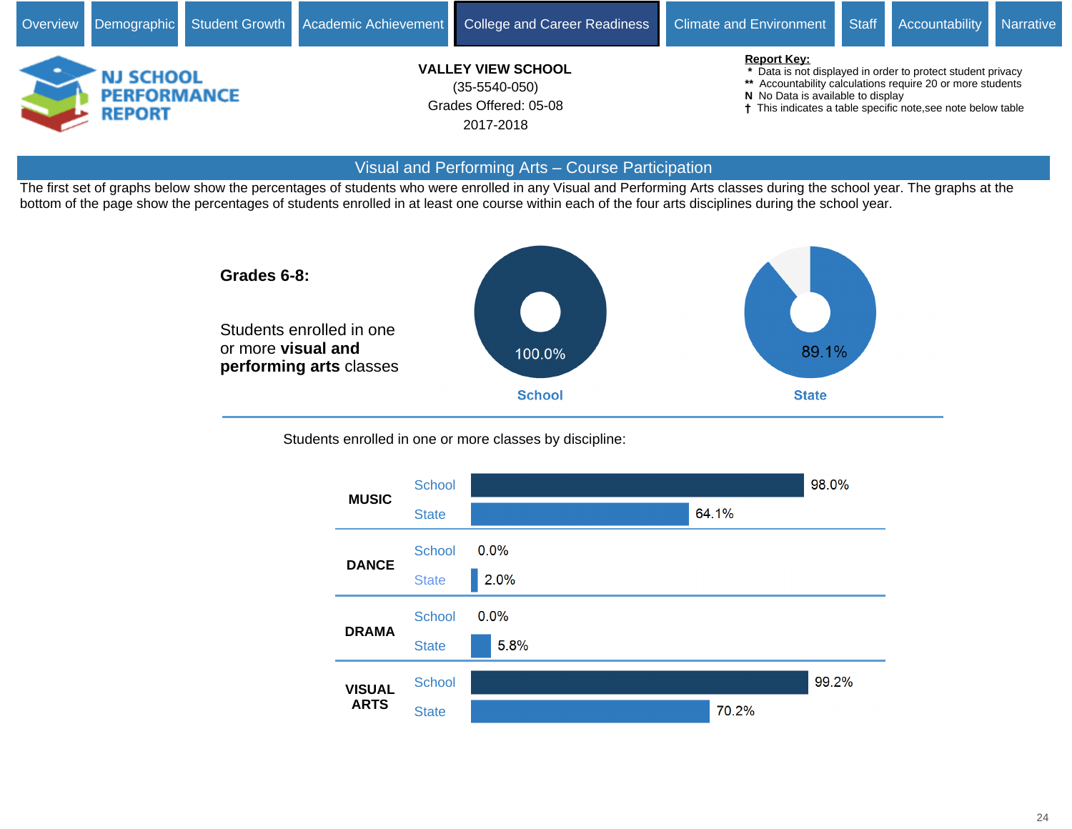Overview | Demographic | Student Growth | Academic Achievement | College and Career Readiness | Climate and Environment | Staff | Accountability | Narrative

**NJ SCHOOL PERFORMANCE REPORT**

**VALLEY VIEW SCHOOL**
(35-5540-050)
Grades Offered: 05-08
2017-2018

**Report Key:**
* Data is not displayed in order to protect student privacy
** Accountability calculations require 20 or more students
N No Data is available to display
† This indicates a table specific note,see note below table

## Visual and Performing Arts – Course Participation

The first set of graphs below show the percentages of students who were enrolled in any Visual and Performing Arts classes during the school year. The graphs at the bottom of the page show the percentages of students enrolled in at least one course within each of the four arts disciplines during the school year.

**Grades 6-8:**

Students enrolled in one or more **visual and performing arts** classes

| | School | State |
|---|---|---|
| Students enrolled in one or more visual and performing arts classes | 100.0% | 89.1% |

Students enrolled in one or more classes by discipline:

| Discipline | School | State |
|---|---|---|
| MUSIC | 98.0% | 64.1% |
| DANCE | 0.0% | 2.0% |
| DRAMA | 0.0% | 5.8% |
| VISUAL ARTS | 99.2% | 70.2% |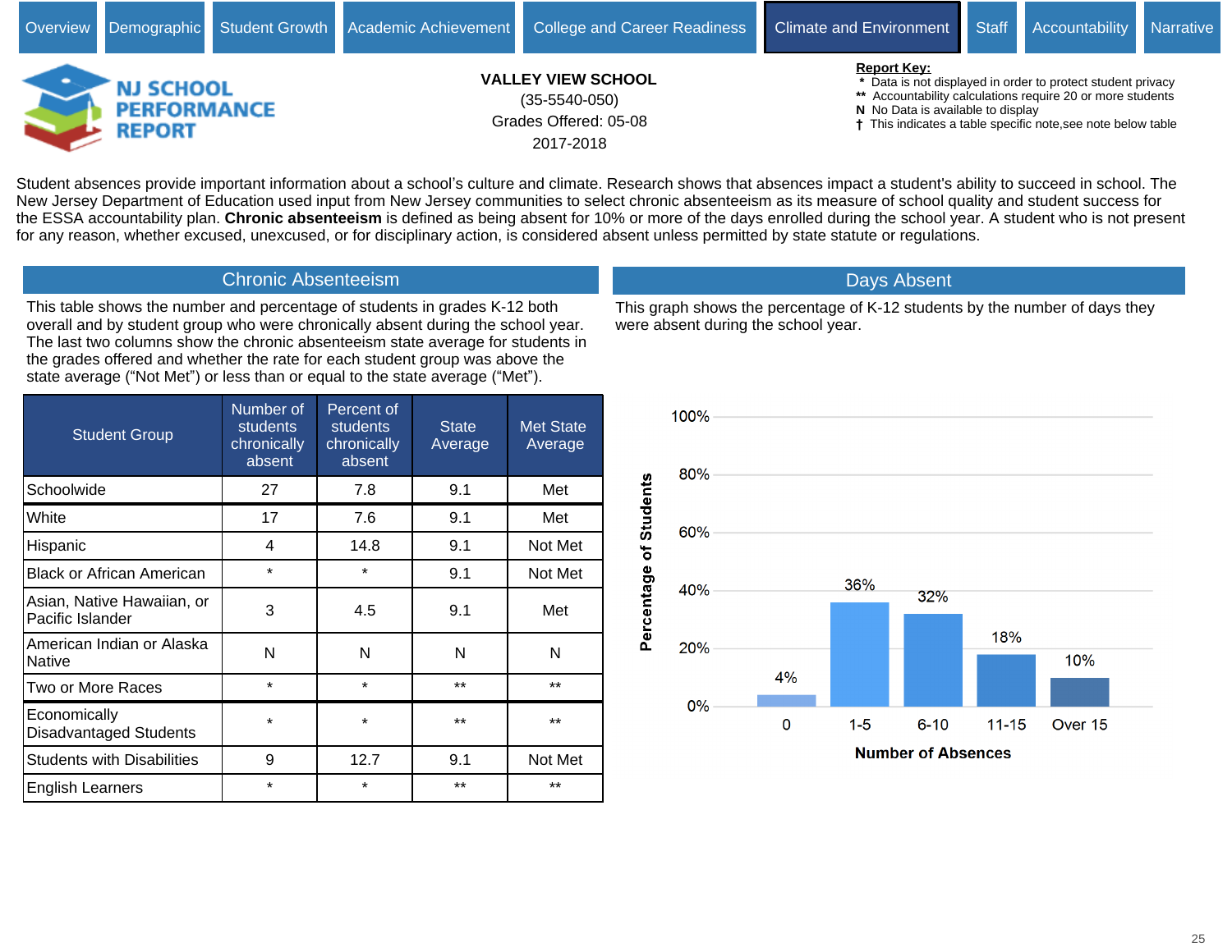Overview | Demographic | Student Growth | Academic Achievement | College and Career Readiness | Climate and Environment | Staff | Accountability | Narrative

# NJ SCHOOL PERFORMANCE REPORT

**VALLEY VIEW SCHOOL**
(35-5540-050)
Grades Offered: 05-08
2017-2018

**Report Key:**
- * Data is not displayed in order to protect student privacy
- ** Accountability calculations require 20 or more students
- N No Data is available to display
- † This indicates a table specific note,see note below table

Student absences provide important information about a school's culture and climate. Research shows that absences impact a student's ability to succeed in school. The New Jersey Department of Education used input from New Jersey communities to select chronic absenteeism as its measure of school quality and student success for the ESSA accountability plan. **Chronic absenteeism** is defined as being absent for 10% or more of the days enrolled during the school year. A student who is not present for any reason, whether excused, unexcused, or for disciplinary action, is considered absent unless permitted by state statute or regulations.

## Chronic Absenteeism

This table shows the number and percentage of students in grades K-12 both overall and by student group who were chronically absent during the school year. The last two columns show the chronic absenteeism state average for students in the grades offered and whether the rate for each student group was above the state average ("Not Met") or less than or equal to the state average ("Met").

| Student Group | Number of students chronically absent | Percent of students chronically absent | State Average | Met State Average |
|---|---|---|---|---|
| Schoolwide | 27 | 7.8 | 9.1 | Met |
| White | 17 | 7.6 | 9.1 | Met |
| Hispanic | 4 | 14.8 | 9.1 | Not Met |
| Black or African American | * | * | 9.1 | Not Met |
| Asian, Native Hawaiian, or Pacific Islander | 3 | 4.5 | 9.1 | Met |
| American Indian or Alaska Native | N | N | N | N |
| Two or More Races | * | * | ** | ** |
| Economically Disadvantaged Students | * | * | ** | ** |
| Students with Disabilities | 9 | 12.7 | 9.1 | Not Met |
| English Learners | * | * | ** | ** |

## Days Absent

This graph shows the percentage of K-12 students by the number of days they were absent during the school year.

| Number of Absences | Percentage of Students |
|---|---|
| 0 | 4% |
| 1-5 | 36% |
| 6-10 | 32% |
| 11-15 | 18% |
| Over 15 | 10% |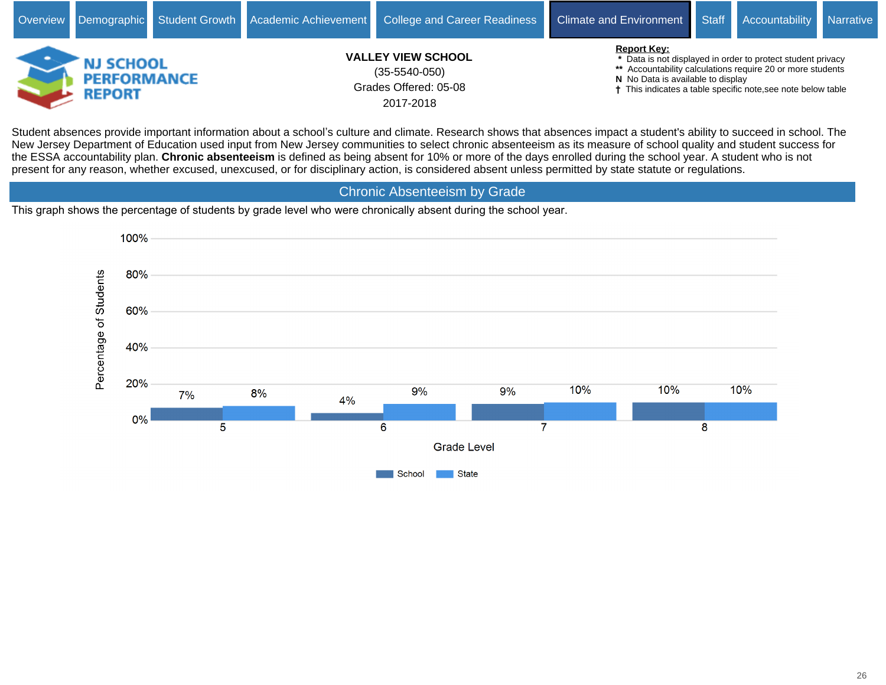Overview | Demographic | Student Growth | Academic Achievement | College and Career Readiness | **Climate and Environment** | Staff | Accountability | Narrative

**NJ SCHOOL PERFORMANCE REPORT**

**VALLEY VIEW SCHOOL**
(35-5540-050)
Grades Offered: 05-08
2017-2018

**Report Key:**
- \* Data is not displayed in order to protect student privacy
- \*\* Accountability calculations require 20 or more students
- **N** No Data is available to display
- † This indicates a table specific note,see note below table

Student absences provide important information about a school's culture and climate. Research shows that absences impact a student's ability to succeed in school. The New Jersey Department of Education used input from New Jersey communities to select chronic absenteeism as its measure of school quality and student success for the ESSA accountability plan. **Chronic absenteeism** is defined as being absent for 10% or more of the days enrolled during the school year. A student who is not present for any reason, whether excused, unexcused, or for disciplinary action, is considered absent unless permitted by state statute or regulations.

## Chronic Absenteeism by Grade

This graph shows the percentage of students by grade level who were chronically absent during the school year.

| Grade Level | School | State |
|---|---|---|
| 5 | 7% | 8% |
| 6 | 4% | 9% |
| 7 | 9% | 10% |
| 8 | 10% | 10% |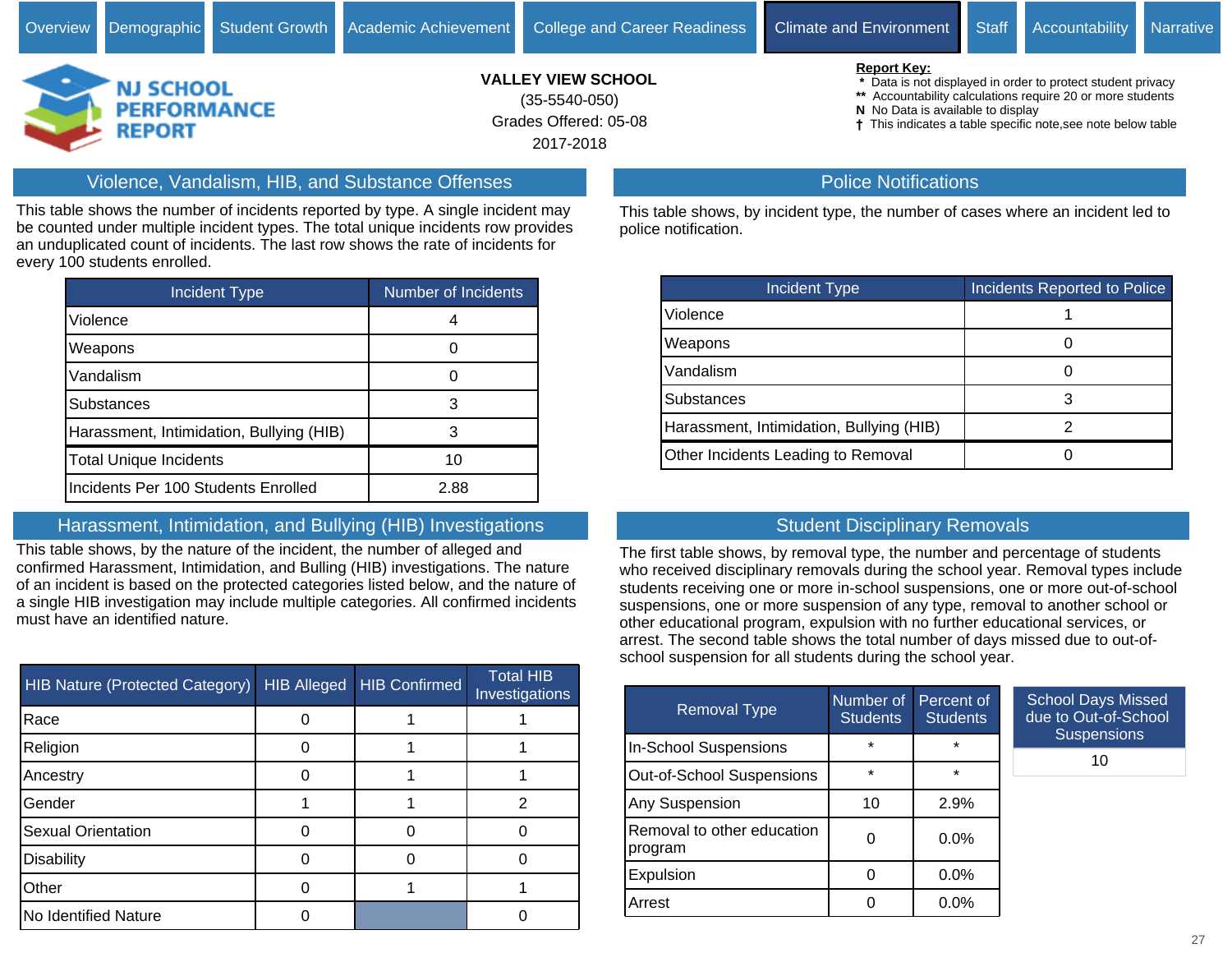Overview | Demographic | Student Growth | Academic Achievement | College and Career Readiness | Climate and Environment | Staff | Accountability | Narrative

NJ SCHOOL PERFORMANCE REPORT

**VALLEY VIEW SCHOOL**
(35-5540-050)
Grades Offered: 05-08
2017-2018

**Report Key:**
- * Data is not displayed in order to protect student privacy
- ** Accountability calculations require 20 or more students
- N No Data is available to display
- † This indicates a table specific note,see note below table

## Violence, Vandalism, HIB, and Substance Offenses

This table shows the number of incidents reported by type. A single incident may be counted under multiple incident types. The total unique incidents row provides an unduplicated count of incidents. The last row shows the rate of incidents for every 100 students enrolled.

| Incident Type | Number of Incidents |
|---|---|
| Violence | 4 |
| Weapons | 0 |
| Vandalism | 0 |
| Substances | 3 |
| Harassment, Intimidation, Bullying (HIB) | 3 |
| Total Unique Incidents | 10 |
| Incidents Per 100 Students Enrolled | 2.88 |

## Police Notifications

This table shows, by incident type, the number of cases where an incident led to police notification.

| Incident Type | Incidents Reported to Police |
|---|---|
| Violence | 1 |
| Weapons | 0 |
| Vandalism | 0 |
| Substances | 3 |
| Harassment, Intimidation, Bullying (HIB) | 2 |
| Other Incidents Leading to Removal | 0 |

## Harassment, Intimidation, and Bullying (HIB) Investigations

This table shows, by the nature of the incident, the number of alleged and confirmed Harassment, Intimidation, and Bulling (HIB) investigations. The nature of an incident is based on the protected categories listed below, and the nature of a single HIB investigation may include multiple categories. All confirmed incidents must have an identified nature.

| HIB Nature (Protected Category) | HIB Alleged | HIB Confirmed | Total HIB Investigations |
|---|---|---|---|
| Race | 0 | 1 | 1 |
| Religion | 0 | 1 | 1 |
| Ancestry | 0 | 1 | 1 |
| Gender | 1 | 1 | 2 |
| Sexual Orientation | 0 | 0 | 0 |
| Disability | 0 | 0 | 0 |
| Other | 0 | 1 | 1 |
| No Identified Nature | 0 | | 0 |

## Student Disciplinary Removals

The first table shows, by removal type, the number and percentage of students who received disciplinary removals during the school year. Removal types include students receiving one or more in-school suspensions, one or more out-of-school suspensions, one or more suspension of any type, removal to another school or other educational program, expulsion with no further educational services, or arrest. The second table shows the total number of days missed due to out-of-school suspension for all students during the school year.

| Removal Type | Number of Students | Percent of Students |
|---|---|---|
| In-School Suspensions | * | * |
| Out-of-School Suspensions | * | * |
| Any Suspension | 10 | 2.9% |
| Removal to other education program | 0 | 0.0% |
| Expulsion | 0 | 0.0% |
| Arrest | 0 | 0.0% |

| School Days Missed due to Out-of-School Suspensions |
|---|
| 10 |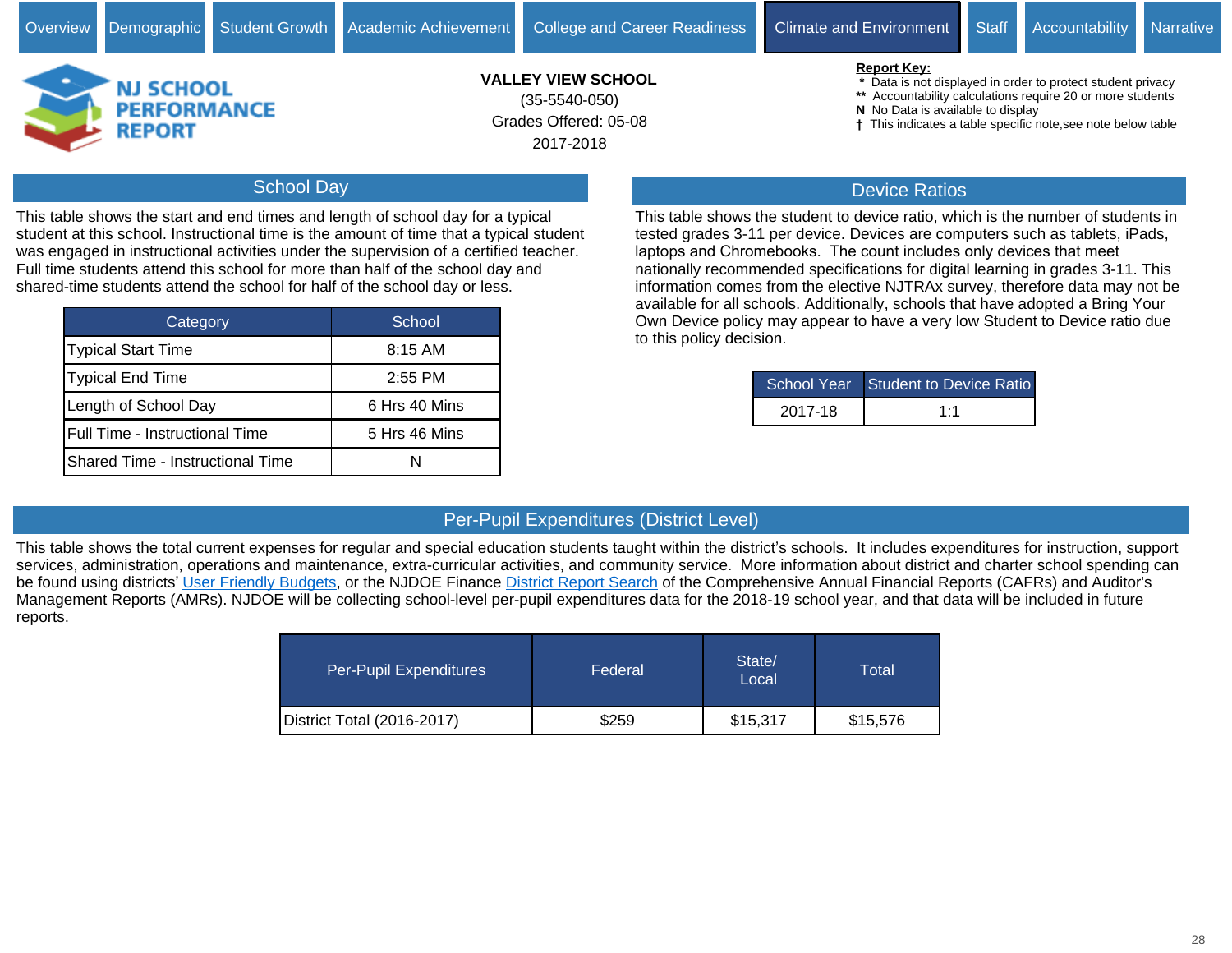Overview | Demographic | Student Growth | Academic Achievement | College and Career Readiness | Climate and Environment | Staff | Accountability | Narrative

**NJ SCHOOL PERFORMANCE REPORT**

**VALLEY VIEW SCHOOL**
(35-5540-050)
Grades Offered: 05-08
2017-2018

**Report Key:**
- * Data is not displayed in order to protect student privacy
- ** Accountability calculations require 20 or more students
- N No Data is available to display
- † This indicates a table specific note,see note below table

## School Day

This table shows the start and end times and length of school day for a typical student at this school. Instructional time is the amount of time that a typical student was engaged in instructional activities under the supervision of a certified teacher. Full time students attend this school for more than half of the school day and shared-time students attend the school for half of the school day or less.

| Category | School |
|---|---|
| Typical Start Time | 8:15 AM |
| Typical End Time | 2:55 PM |
| Length of School Day | 6 Hrs 40 Mins |
| Full Time - Instructional Time | 5 Hrs 46 Mins |
| Shared Time - Instructional Time | N |

## Device Ratios

This table shows the student to device ratio, which is the number of students in tested grades 3-11 per device. Devices are computers such as tablets, iPads, laptops and Chromebooks. The count includes only devices that meet nationally recommended specifications for digital learning in grades 3-11. This information comes from the elective NJTRAx survey, therefore data may not be available for all schools. Additionally, schools that have adopted a Bring Your Own Device policy may appear to have a very low Student to Device ratio due to this policy decision.

| School Year | Student to Device Ratio |
|---|---|
| 2017-18 | 1:1 |

## Per-Pupil Expenditures (District Level)

This table shows the total current expenses for regular and special education students taught within the district's schools. It includes expenditures for instruction, support services, administration, operations and maintenance, extra-curricular activities, and community service. More information about district and charter school spending can be found using districts' User Friendly Budgets, or the NJDOE Finance District Report Search of the Comprehensive Annual Financial Reports (CAFRs) and Auditor's Management Reports (AMRs). NJDOE will be collecting school-level per-pupil expenditures data for the 2018-19 school year, and that data will be included in future reports.

| Per-Pupil Expenditures | Federal | State/ Local | Total |
|---|---|---|---|
| District Total (2016-2017) | $259 | $15,317 | $15,576 |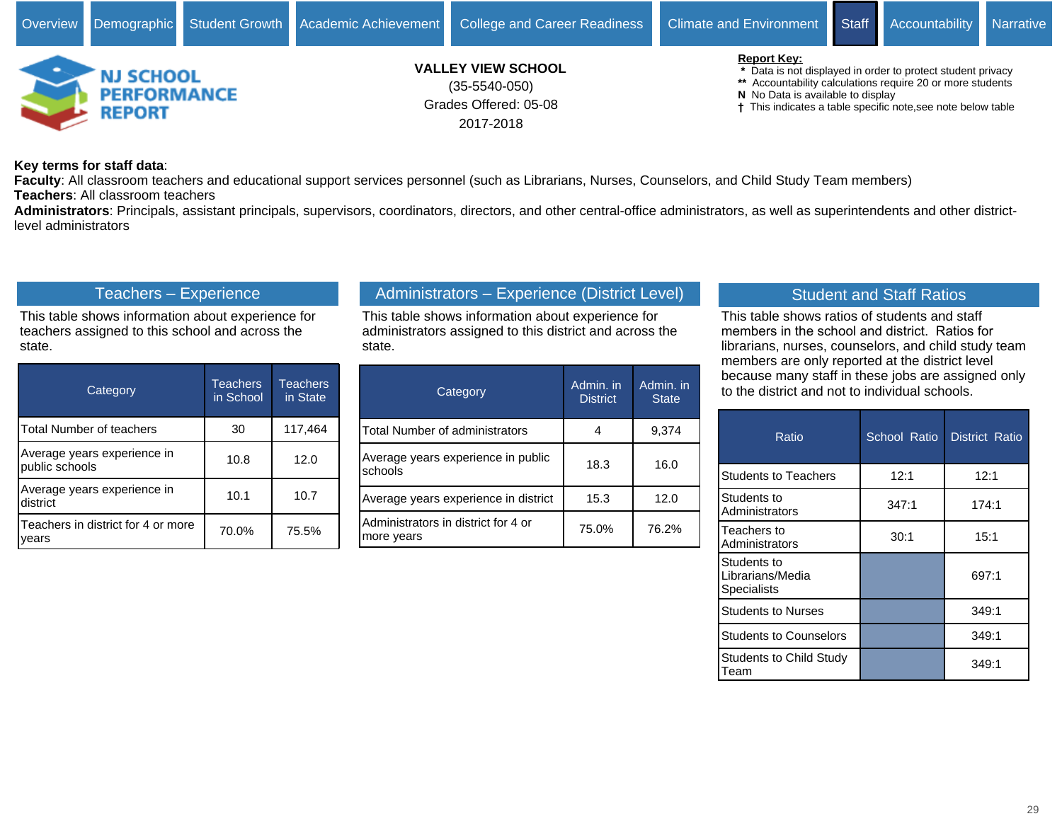Overview | Demographic | Student Growth | Academic Achievement | College and Career Readiness | Climate and Environment | Staff | Accountability | Narrative

NJ SCHOOL PERFORMANCE REPORT

**VALLEY VIEW SCHOOL**
(35-5540-050)
Grades Offered: 05-08
2017-2018

**Report Key:**
* Data is not displayed in order to protect student privacy
** Accountability calculations require 20 or more students
N No Data is available to display
† This indicates a table specific note,see note below table

**Key terms for staff data**:
**Faculty**: All classroom teachers and educational support services personnel (such as Librarians, Nurses, Counselors, and Child Study Team members)
**Teachers**: All classroom teachers
**Administrators**: Principals, assistant principals, supervisors, coordinators, directors, and other central-office administrators, as well as superintendents and other district-level administrators

## Teachers – Experience

This table shows information about experience for teachers assigned to this school and across the state.

| Category | Teachers in School | Teachers in State |
|---|---|---|
| Total Number of teachers | 30 | 117,464 |
| Average years experience in public schools | 10.8 | 12.0 |
| Average years experience in district | 10.1 | 10.7 |
| Teachers in district for 4 or more years | 70.0% | 75.5% |

## Administrators – Experience (District Level)

This table shows information about experience for administrators assigned to this district and across the state.

| Category | Admin. in District | Admin. in State |
|---|---|---|
| Total Number of administrators | 4 | 9,374 |
| Average years experience in public schools | 18.3 | 16.0 |
| Average years experience in district | 15.3 | 12.0 |
| Administrators in district for 4 or more years | 75.0% | 76.2% |

## Student and Staff Ratios

This table shows ratios of students and staff members in the school and district. Ratios for librarians, nurses, counselors, and child study team members are only reported at the district level because many staff in these jobs are assigned only to the district and not to individual schools.

| Ratio | School Ratio | District Ratio |
|---|---|---|
| Students to Teachers | 12:1 | 12:1 |
| Students to Administrators | 347:1 | 174:1 |
| Teachers to Administrators | 30:1 | 15:1 |
| Students to Librarians/Media Specialists | | 697:1 |
| Students to Nurses | | 349:1 |
| Students to Counselors | | 349:1 |
| Students to Child Study Team | | 349:1 |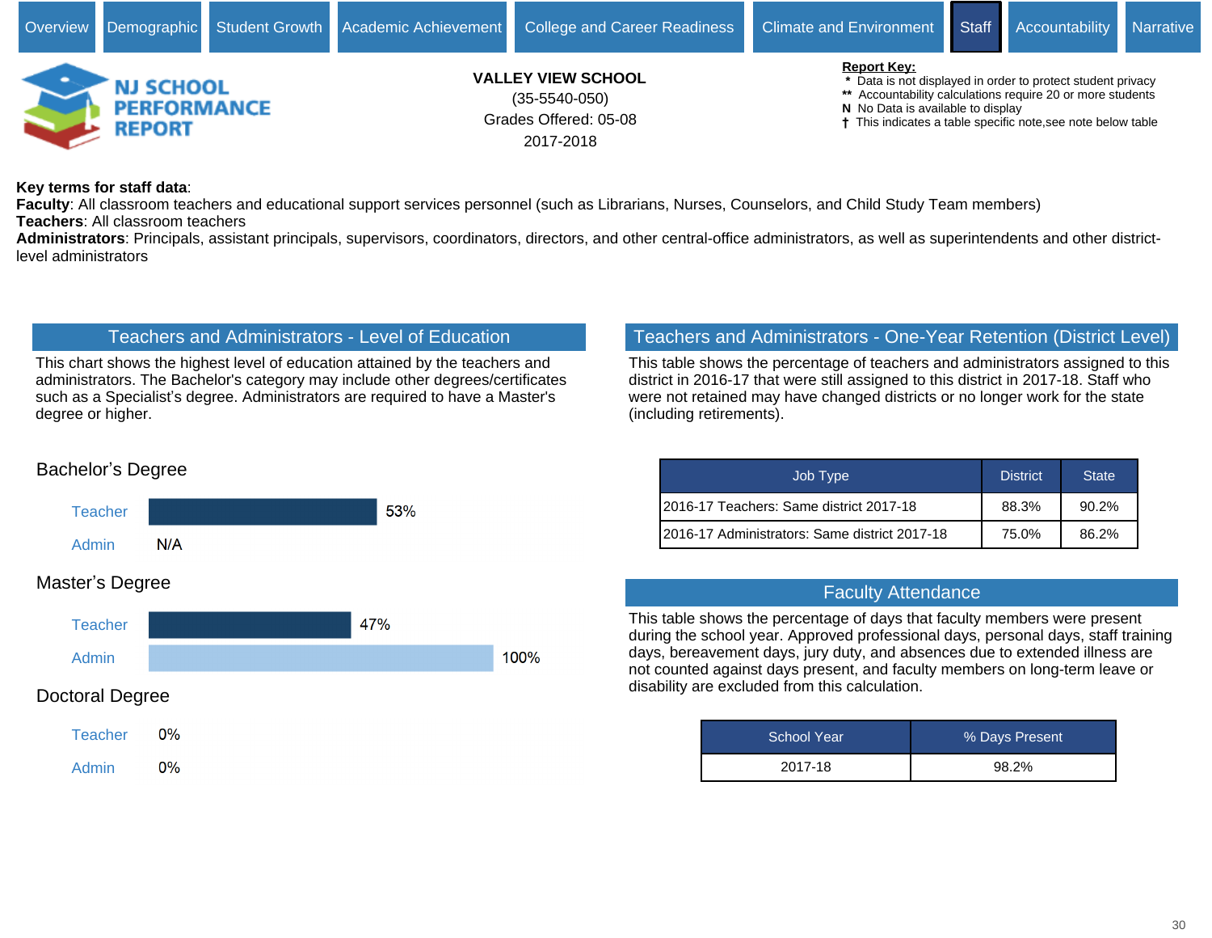Overview | Demographic | Student Growth | Academic Achievement | College and Career Readiness | Climate and Environment | Staff | Accountability | Narrative

**NJ SCHOOL PERFORMANCE REPORT**

**VALLEY VIEW SCHOOL**
(35-5540-050)
Grades Offered: 05-08
2017-2018

**Report Key:**
- \* Data is not displayed in order to protect student privacy
- \*\* Accountability calculations require 20 or more students
- **N** No Data is available to display
- † This indicates a table specific note,see note below table

**Key terms for staff data**:
**Faculty**: All classroom teachers and educational support services personnel (such as Librarians, Nurses, Counselors, and Child Study Team members)
**Teachers**: All classroom teachers
**Administrators**: Principals, assistant principals, supervisors, coordinators, directors, and other central-office administrators, as well as superintendents and other district-level administrators

## Teachers and Administrators - Level of Education

This chart shows the highest level of education attained by the teachers and administrators. The Bachelor's category may include other degrees/certificates such as a Specialist's degree. Administrators are required to have a Master's degree or higher.

| Degree | Teacher | Admin |
|---|---|---|
| Bachelor's Degree | 53% | N/A |
| Master's Degree | 47% | 100% |
| Doctoral Degree | 0% | 0% |

## Teachers and Administrators - One-Year Retention (District Level)

This table shows the percentage of teachers and administrators assigned to this district in 2016-17 that were still assigned to this district in 2017-18. Staff who were not retained may have changed districts or no longer work for the state (including retirements).

| Job Type | District | State |
|---|---|---|
| 2016-17 Teachers: Same district 2017-18 | 88.3% | 90.2% |
| 2016-17 Administrators: Same district 2017-18 | 75.0% | 86.2% |

## Faculty Attendance

This table shows the percentage of days that faculty members were present during the school year. Approved professional days, personal days, staff training days, bereavement days, jury duty, and absences due to extended illness are not counted against days present, and faculty members on long-term leave or disability are excluded from this calculation.

| School Year | % Days Present |
|---|---|
| 2017-18 | 98.2% |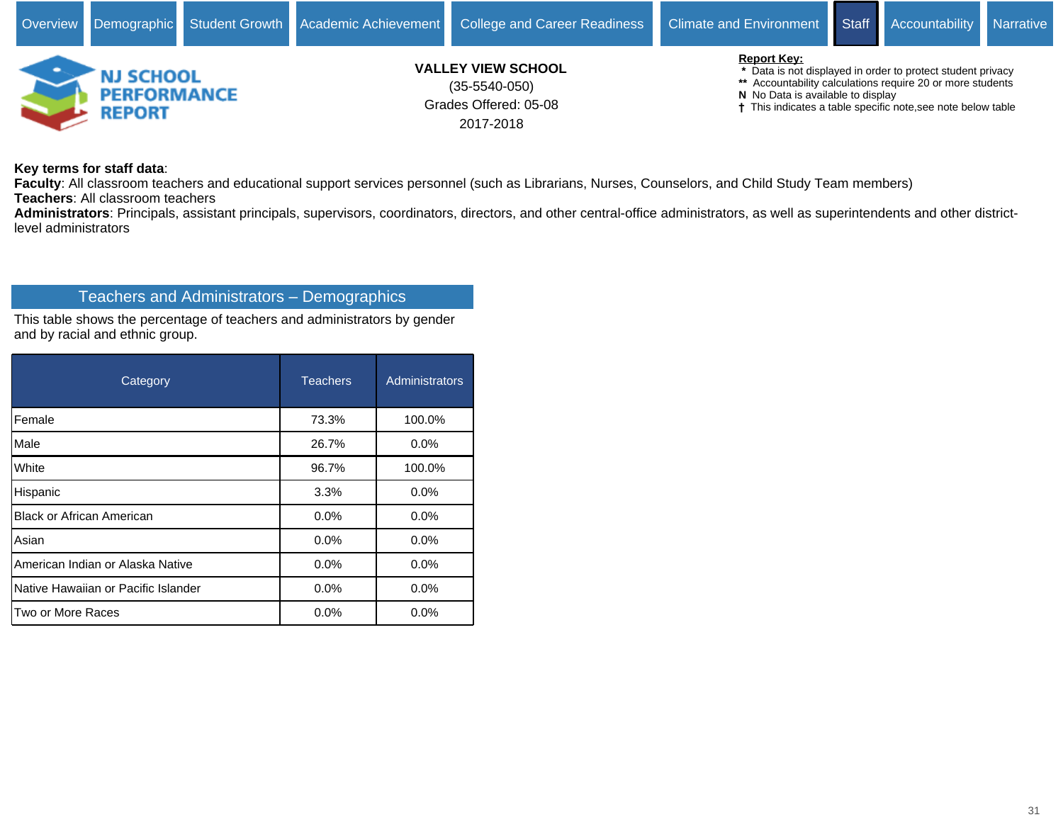Overview | Demographic | Student Growth | Academic Achievement | College and Career Readiness | Climate and Environment | Staff | Accountability | Narrative

**NJ SCHOOL PERFORMANCE REPORT**

**VALLEY VIEW SCHOOL**
(35-5540-050)
Grades Offered: 05-08
2017-2018

**Report Key:**
- * Data is not displayed in order to protect student privacy
- ** Accountability calculations require 20 or more students
- N No Data is available to display
- † This indicates a table specific note,see note below table

**Key terms for staff data**:
**Faculty**: All classroom teachers and educational support services personnel (such as Librarians, Nurses, Counselors, and Child Study Team members)
**Teachers**: All classroom teachers
**Administrators**: Principals, assistant principals, supervisors, coordinators, directors, and other central-office administrators, as well as superintendents and other district-level administrators

## Teachers and Administrators – Demographics

This table shows the percentage of teachers and administrators by gender and by racial and ethnic group.

| Category | Teachers | Administrators |
|---|---|---|
| Female | 73.3% | 100.0% |
| Male | 26.7% | 0.0% |
| White | 96.7% | 100.0% |
| Hispanic | 3.3% | 0.0% |
| Black or African American | 0.0% | 0.0% |
| Asian | 0.0% | 0.0% |
| American Indian or Alaska Native | 0.0% | 0.0% |
| Native Hawaiian or Pacific Islander | 0.0% | 0.0% |
| Two or More Races | 0.0% | 0.0% |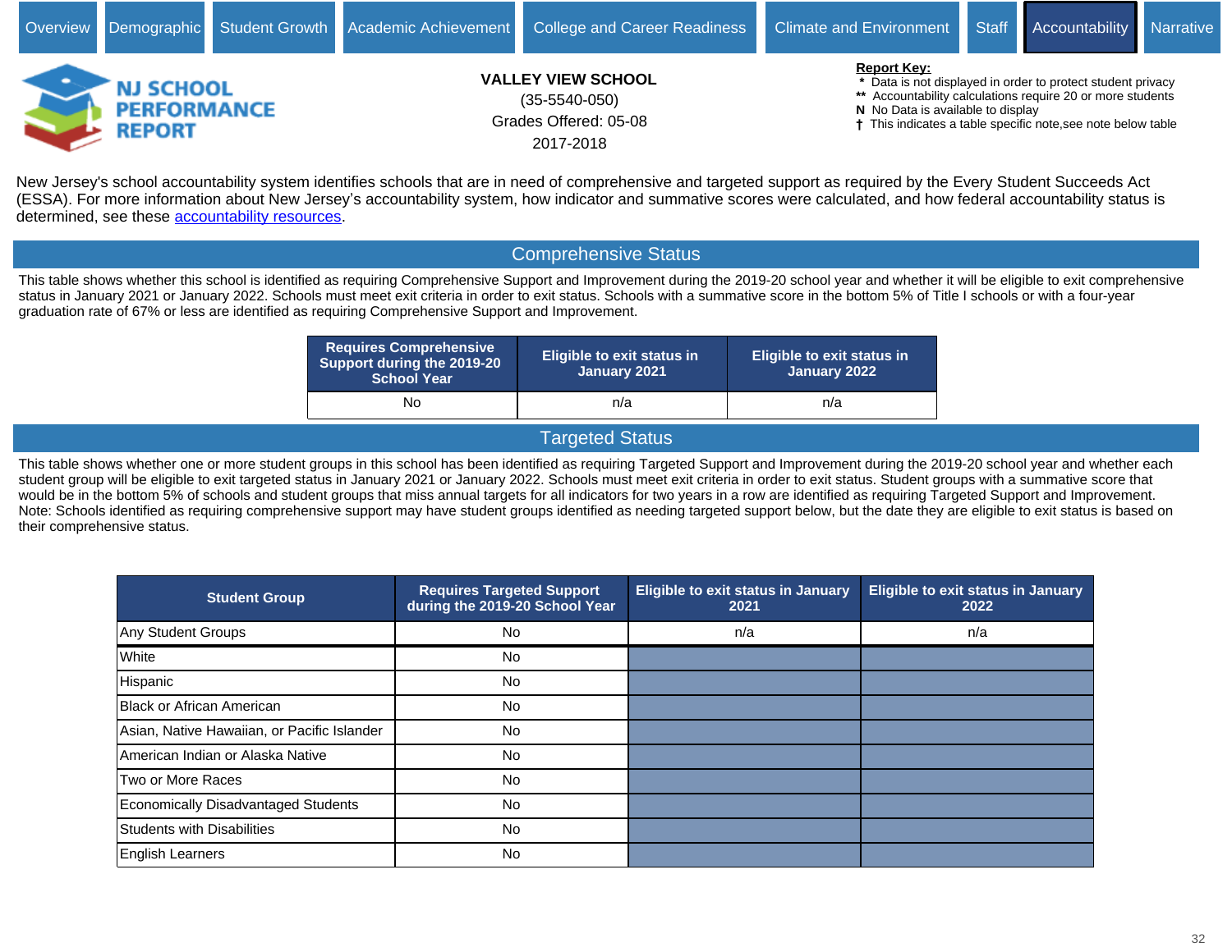Overview | Demographic | Student Growth | Academic Achievement | College and Career Readiness | Climate and Environment | Staff | Accountability | Narrative

**NJ SCHOOL PERFORMANCE REPORT**

**VALLEY VIEW SCHOOL**
(35-5540-050)
Grades Offered: 05-08
2017-2018

**Report Key:**
- \* Data is not displayed in order to protect student privacy
- \*\* Accountability calculations require 20 or more students
- **N** No Data is available to display
- † This indicates a table specific note,see note below table

New Jersey's school accountability system identifies schools that are in need of comprehensive and targeted support as required by the Every Student Succeeds Act (ESSA). For more information about New Jersey's accountability system, how indicator and summative scores were calculated, and how federal accountability status is determined, see these accountability resources.

## Comprehensive Status

This table shows whether this school is identified as requiring Comprehensive Support and Improvement during the 2019-20 school year and whether it will be eligible to exit comprehensive status in January 2021 or January 2022. Schools must meet exit criteria in order to exit status. Schools with a summative score in the bottom 5% of Title I schools or with a four-year graduation rate of 67% or less are identified as requiring Comprehensive Support and Improvement.

| Requires Comprehensive Support during the 2019-20 School Year | Eligible to exit status in January 2021 | Eligible to exit status in January 2022 |
|---|---|---|
| No | n/a | n/a |

## Targeted Status

This table shows whether one or more student groups in this school has been identified as requiring Targeted Support and Improvement during the 2019-20 school year and whether each student group will be eligible to exit targeted status in January 2021 or January 2022. Schools must meet exit criteria in order to exit status. Student groups with a summative score that would be in the bottom 5% of schools and student groups that miss annual targets for all indicators for two years in a row are identified as requiring Targeted Support and Improvement. Note: Schools identified as requiring comprehensive support may have student groups identified as needing targeted support below, but the date they are eligible to exit status is based on their comprehensive status.

| Student Group | Requires Targeted Support during the 2019-20 School Year | Eligible to exit status in January 2021 | Eligible to exit status in January 2022 |
|---|---|---|---|
| Any Student Groups | No | n/a | n/a |
| White | No | | |
| Hispanic | No | | |
| Black or African American | No | | |
| Asian, Native Hawaiian, or Pacific Islander | No | | |
| American Indian or Alaska Native | No | | |
| Two or More Races | No | | |
| Economically Disadvantaged Students | No | | |
| Students with Disabilities | No | | |
| English Learners | No | | |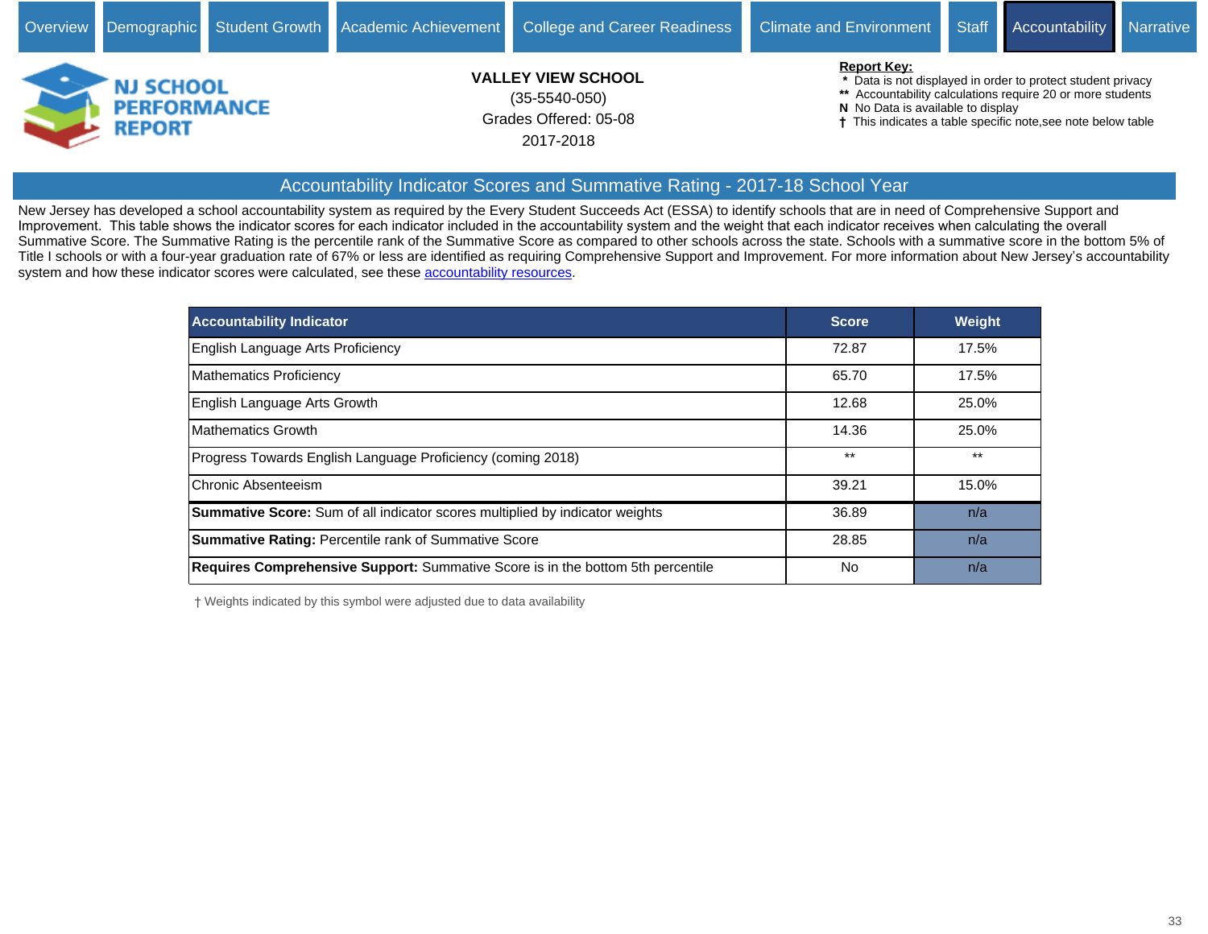Overview | Demographic | Student Growth | Academic Achievement | College and Career Readiness | Climate and Environment | Staff | Accountability | Narrative

NJ SCHOOL PERFORMANCE REPORT

**VALLEY VIEW SCHOOL**
(35-5540-050)
Grades Offered: 05-08
2017-2018

**Report Key:**
- \* Data is not displayed in order to protect student privacy
- \*\* Accountability calculations require 20 or more students
- N No Data is available to display
- † This indicates a table specific note,see note below table

## Accountability Indicator Scores and Summative Rating - 2017-18 School Year

New Jersey has developed a school accountability system as required by the Every Student Succeeds Act (ESSA) to identify schools that are in need of Comprehensive Support and Improvement. This table shows the indicator scores for each indicator included in the accountability system and the weight that each indicator receives when calculating the overall Summative Score. The Summative Rating is the percentile rank of the Summative Score as compared to other schools across the state. Schools with a summative score in the bottom 5% of Title I schools or with a four-year graduation rate of 67% or less are identified as requiring Comprehensive Support and Improvement. For more information about New Jersey's accountability system and how these indicator scores were calculated, see these accountability resources.

| Accountability Indicator | Score | Weight |
|---|---|---|
| English Language Arts Proficiency | 72.87 | 17.5% |
| Mathematics Proficiency | 65.70 | 17.5% |
| English Language Arts Growth | 12.68 | 25.0% |
| Mathematics Growth | 14.36 | 25.0% |
| Progress Towards English Language Proficiency (coming 2018) | ** | ** |
| Chronic Absenteeism | 39.21 | 15.0% |
| **Summative Score:** Sum of all indicator scores multiplied by indicator weights | 36.89 | n/a |
| **Summative Rating:** Percentile rank of Summative Score | 28.85 | n/a |
| **Requires Comprehensive Support:** Summative Score is in the bottom 5th percentile | No | n/a |

† Weights indicated by this symbol were adjusted due to data availability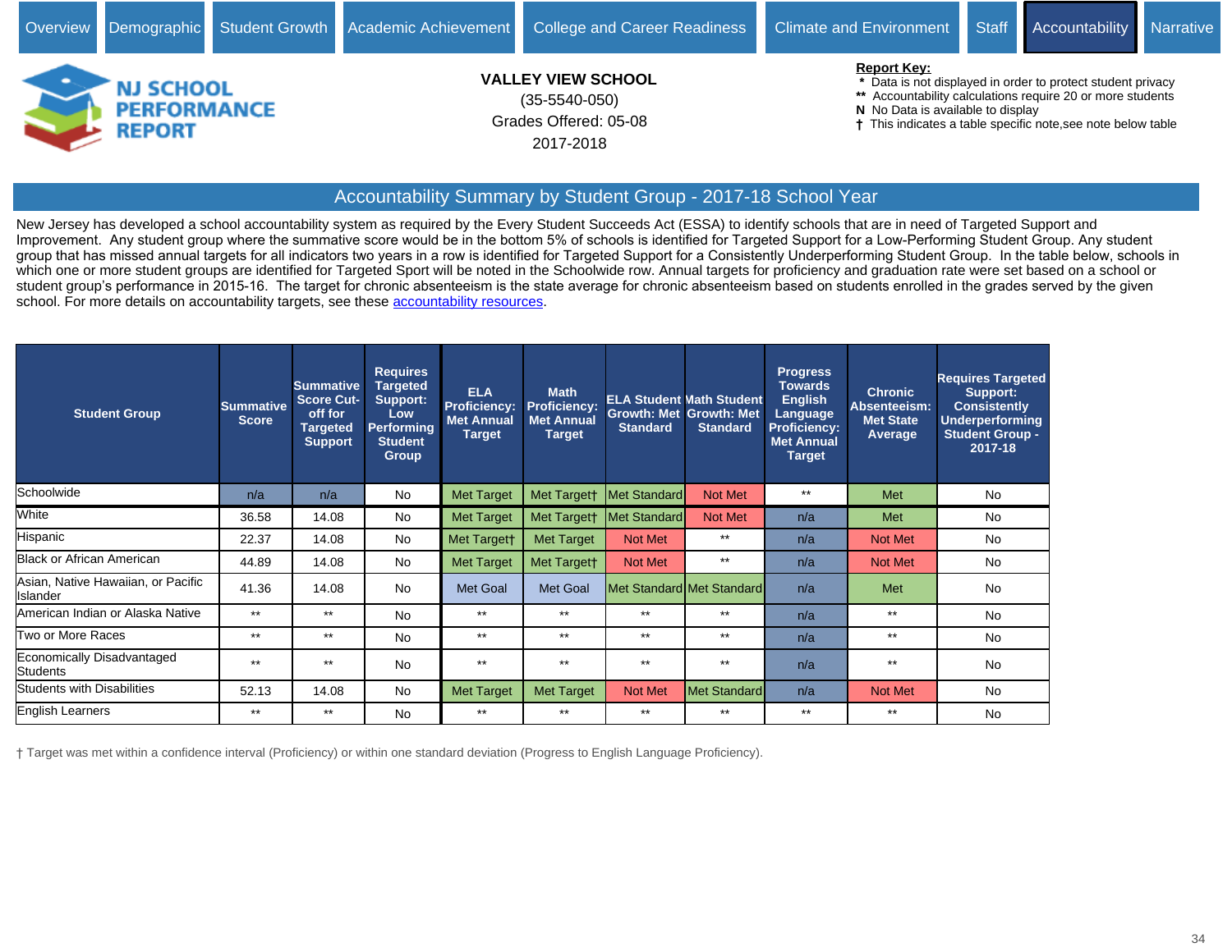Overview | Demographic | Student Growth | Academic Achievement | College and Career Readiness | Climate and Environment | Staff | Accountability | Narrative

**NJ SCHOOL PERFORMANCE REPORT**

**VALLEY VIEW SCHOOL**
(35-5540-050)
Grades Offered: 05-08
2017-2018

**Report Key:**
* Data is not displayed in order to protect student privacy
** Accountability calculations require 20 or more students
**N** No Data is available to display
**†** This indicates a table specific note,see note below table

## Accountability Summary by Student Group - 2017-18 School Year

New Jersey has developed a school accountability system as required by the Every Student Succeeds Act (ESSA) to identify schools that are in need of Targeted Support and Improvement. Any student group where the summative score would be in the bottom 5% of schools is identified for Targeted Support for a Low-Performing Student Group. Any student group that has missed annual targets for all indicators two years in a row is identified for Targeted Support for a Consistently Underperforming Student Group. In the table below, schools in which one or more student groups are identified for Targeted Sport will be noted in the Schoolwide row. Annual targets for proficiency and graduation rate were set based on a school or student group's performance in 2015-16. The target for chronic absenteeism is the state average for chronic absenteeism based on students enrolled in the grades served by the given school. For more details on accountability targets, see these accountability resources.

| Student Group | Summative Score | Summative Score Cut-off for Targeted Support | Requires Targeted Support: Low Performing Student Group | ELA Proficiency: Met Annual Target | Math Proficiency: Met Annual Target | ELA Student Growth: Met Standard | Math Student Growth: Met Standard | Progress Towards English Language Proficiency: Met Annual Target | Chronic Absenteeism: Met State Average | Requires Targeted Support: Consistently Underperforming Student Group - 2017-18 |
|---|---|---|---|---|---|---|---|---|---|---|
| Schoolwide | n/a | n/a | No | Met Target | Met Target† | Met Standard | Not Met | ** | Met | No |
| White | 36.58 | 14.08 | No | Met Target | Met Target† | Met Standard | Not Met | n/a | Met | No |
| Hispanic | 22.37 | 14.08 | No | Met Target† | Met Target | Not Met | ** | n/a | Not Met | No |
| Black or African American | 44.89 | 14.08 | No | Met Target | Met Target† | Not Met | ** | n/a | Not Met | No |
| Asian, Native Hawaiian, or Pacific Islander | 41.36 | 14.08 | No | Met Goal | Met Goal | Met Standard | Met Standard | n/a | Met | No |
| American Indian or Alaska Native | ** | ** | No | ** | ** | ** | ** | n/a | ** | No |
| Two or More Races | ** | ** | No | ** | ** | ** | ** | n/a | ** | No |
| Economically Disadvantaged Students | ** | ** | No | ** | ** | ** | ** | n/a | ** | No |
| Students with Disabilities | 52.13 | 14.08 | No | Met Target | Met Target | Not Met | Met Standard | n/a | Not Met | No |
| English Learners | ** | ** | No | ** | ** | ** | ** | ** | ** | No |

† Target was met within a confidence interval (Proficiency) or within one standard deviation (Progress to English Language Proficiency).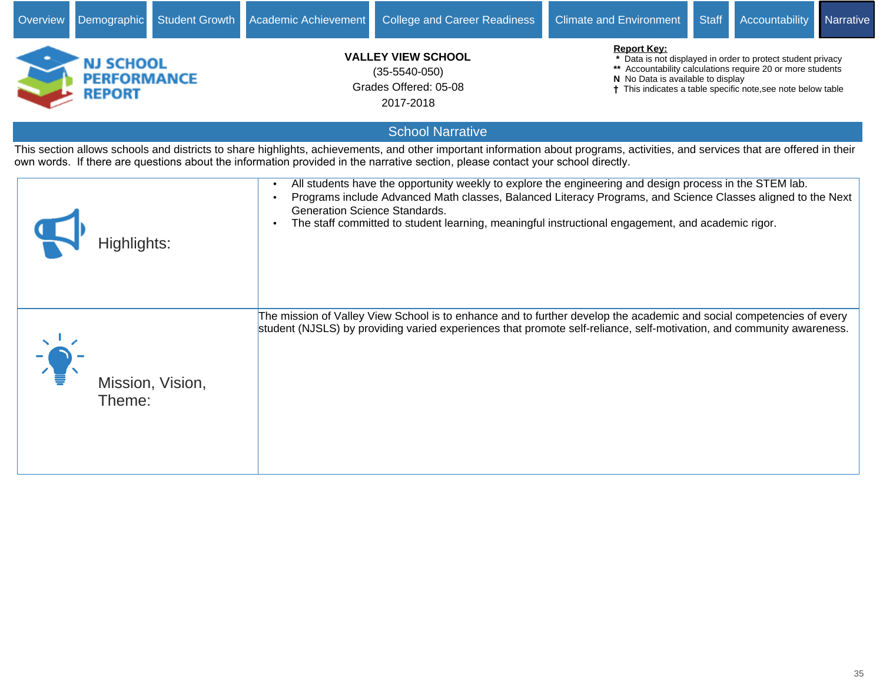Overview | Demographic | Student Growth | Academic Achievement | College and Career Readiness | Climate and Environment | Staff | Accountability | Narrative

**NJ SCHOOL PERFORMANCE REPORT**

**VALLEY VIEW SCHOOL**
(35-5540-050)
Grades Offered: 05-08
2017-2018

**Report Key:**
- \* Data is not displayed in order to protect student privacy
- \*\* Accountability calculations require 20 or more students
- N No Data is available to display
- † This indicates a table specific note,see note below table

## School Narrative

This section allows schools and districts to share highlights, achievements, and other important information about programs, activities, and services that are offered in their own words. If there are questions about the information provided in the narrative section, please contact your school directly.

| | |
|---|---|
| Highlights: | • All students have the opportunity weekly to explore the engineering and design process in the STEM lab.<br>• Programs include Advanced Math classes, Balanced Literacy Programs, and Science Classes aligned to the Next Generation Science Standards.<br>• The staff committed to student learning, meaningful instructional engagement, and academic rigor. |
| Mission, Vision, Theme: | The mission of Valley View School is to enhance and to further develop the academic and social competencies of every student (NJSLS) by providing varied experiences that promote self-reliance, self-motivation, and community awareness. |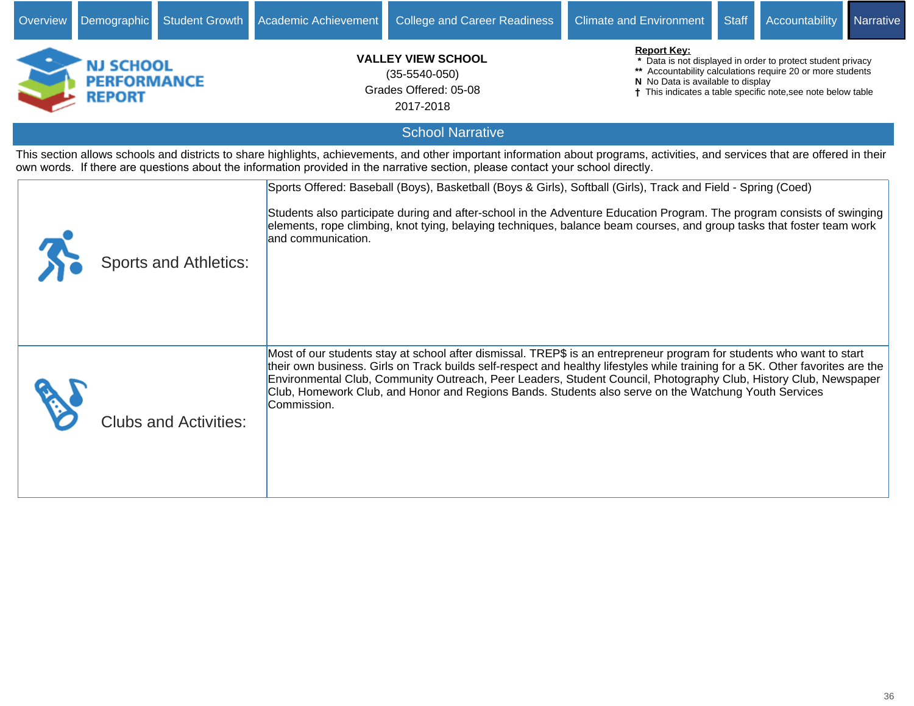Overview | Demographic | Student Growth | Academic Achievement | College and Career Readiness | Climate and Environment | Staff | Accountability | Narrative

# NJ SCHOOL PERFORMANCE REPORT

**VALLEY VIEW SCHOOL**
(35-5540-050)
Grades Offered: 05-08
2017-2018

**Report Key:**
- \* Data is not displayed in order to protect student privacy
- ** Accountability calculations require 20 or more students
- N No Data is available to display
- † This indicates a table specific note,see note below table

## School Narrative

This section allows schools and districts to share highlights, achievements, and other important information about programs, activities, and services that are offered in their own words. If there are questions about the information provided in the narrative section, please contact your school directly.

| | |
|---|---|
| Sports and Athletics: | Sports Offered: Baseball (Boys), Basketball (Boys & Girls), Softball (Girls), Track and Field - Spring (Coed)<br><br>Students also participate during and after-school in the Adventure Education Program. The program consists of swinging elements, rope climbing, knot tying, belaying techniques, balance beam courses, and group tasks that foster team work and communication. |
| Clubs and Activities: | Most of our students stay at school after dismissal. TREP$ is an entrepreneur program for students who want to start their own business. Girls on Track builds self-respect and healthy lifestyles while training for a 5K. Other favorites are the Environmental Club, Community Outreach, Peer Leaders, Student Council, Photography Club, History Club, Newspaper Club, Homework Club, and Honor and Regions Bands. Students also serve on the Watchung Youth Services Commission. |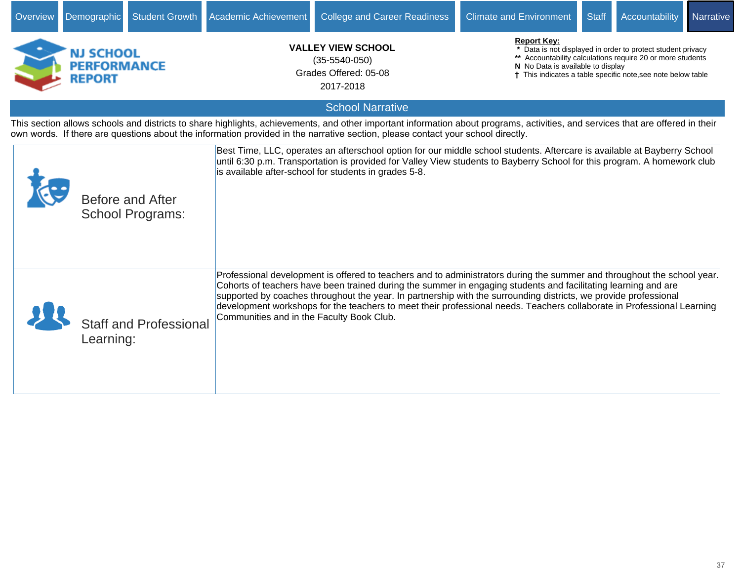Overview | Demographic | Student Growth | Academic Achievement | College and Career Readiness | Climate and Environment | Staff | Accountability | Narrative

**NJ SCHOOL PERFORMANCE REPORT**

**VALLEY VIEW SCHOOL**
(35-5540-050)
Grades Offered: 05-08
2017-2018

**Report Key:**
* Data is not displayed in order to protect student privacy
** Accountability calculations require 20 or more students
**N** No Data is available to display
† This indicates a table specific note,see note below table

## School Narrative

This section allows schools and districts to share highlights, achievements, and other important information about programs, activities, and services that are offered in their own words. If there are questions about the information provided in the narrative section, please contact your school directly.

| | |
|---|---|
| Before and After School Programs: | Best Time, LLC, operates an afterschool option for our middle school students. Aftercare is available at Bayberry School until 6:30 p.m. Transportation is provided for Valley View students to Bayberry School for this program. A homework club is available after-school for students in grades 5-8. |
| Staff and Professional Learning: | Professional development is offered to teachers and to administrators during the summer and throughout the school year. Cohorts of teachers have been trained during the summer in engaging students and facilitating learning and are supported by coaches throughout the year. In partnership with the surrounding districts, we provide professional development workshops for the teachers to meet their professional needs. Teachers collaborate in Professional Learning Communities and in the Faculty Book Club. |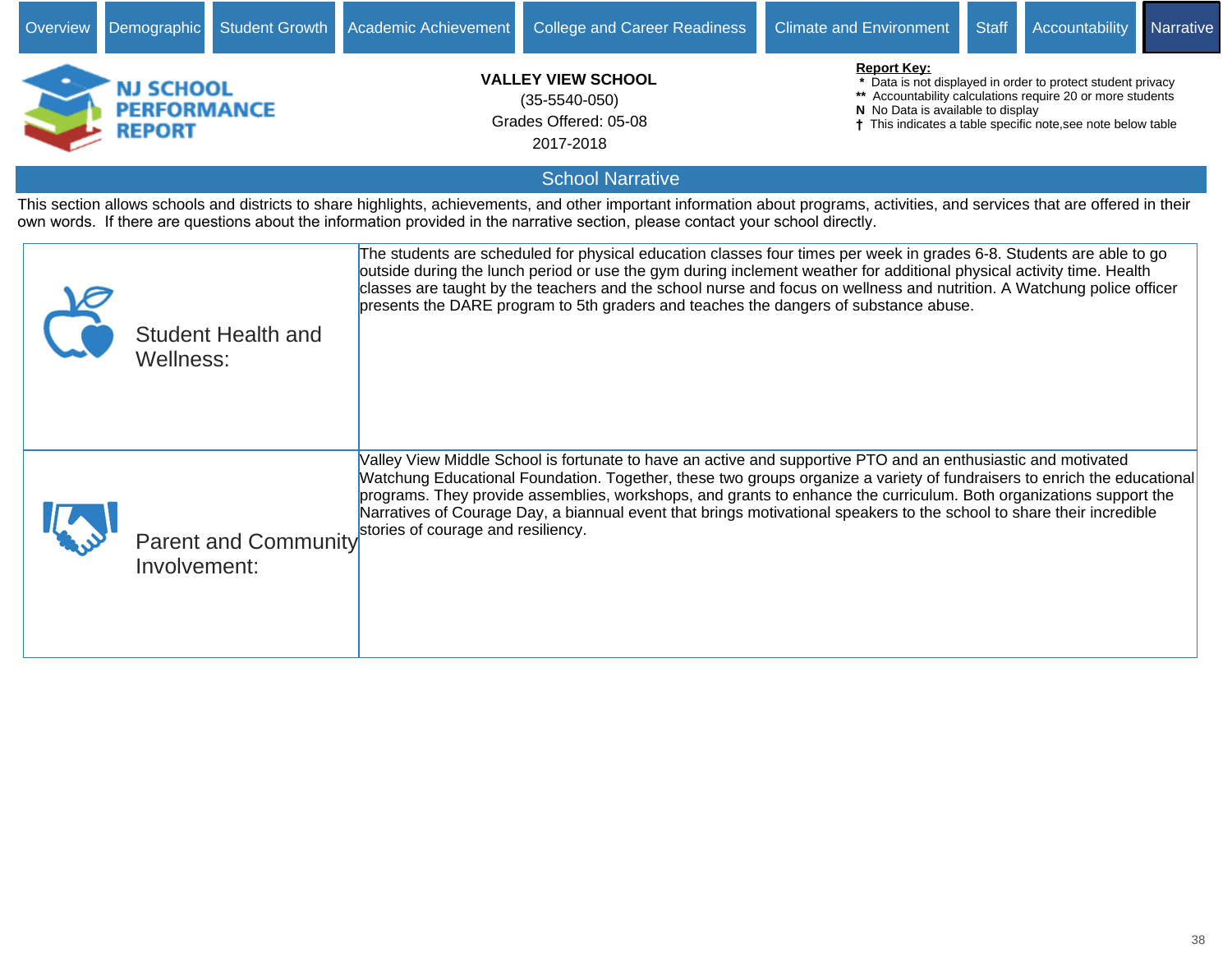Overview | Demographic | Student Growth | Academic Achievement | College and Career Readiness | Climate and Environment | Staff | Accountability | Narrative

**NJ SCHOOL PERFORMANCE REPORT**

**VALLEY VIEW SCHOOL**
(35-5540-050)
Grades Offered: 05-08
2017-2018

**Report Key:**
- *  Data is not displayed in order to protect student privacy
- **  Accountability calculations require 20 or more students
- N  No Data is available to display
- †  This indicates a table specific note,see note below table

## School Narrative

This section allows schools and districts to share highlights, achievements, and other important information about programs, activities, and services that are offered in their own words. If there are questions about the information provided in the narrative section, please contact your school directly.

| | |
|---|---|
| Student Health and Wellness: | The students are scheduled for physical education classes four times per week in grades 6-8. Students are able to go outside during the lunch period or use the gym during inclement weather for additional physical activity time. Health classes are taught by the teachers and the school nurse and focus on wellness and nutrition. A Watchung police officer presents the DARE program to 5th graders and teaches the dangers of substance abuse. |
| Parent and Community Involvement: | Valley View Middle School is fortunate to have an active and supportive PTO and an enthusiastic and motivated Watchung Educational Foundation. Together, these two groups organize a variety of fundraisers to enrich the educational programs. They provide assemblies, workshops, and grants to enhance the curriculum. Both organizations support the Narratives of Courage Day, a biannual event that brings motivational speakers to the school to share their incredible stories of courage and resiliency. |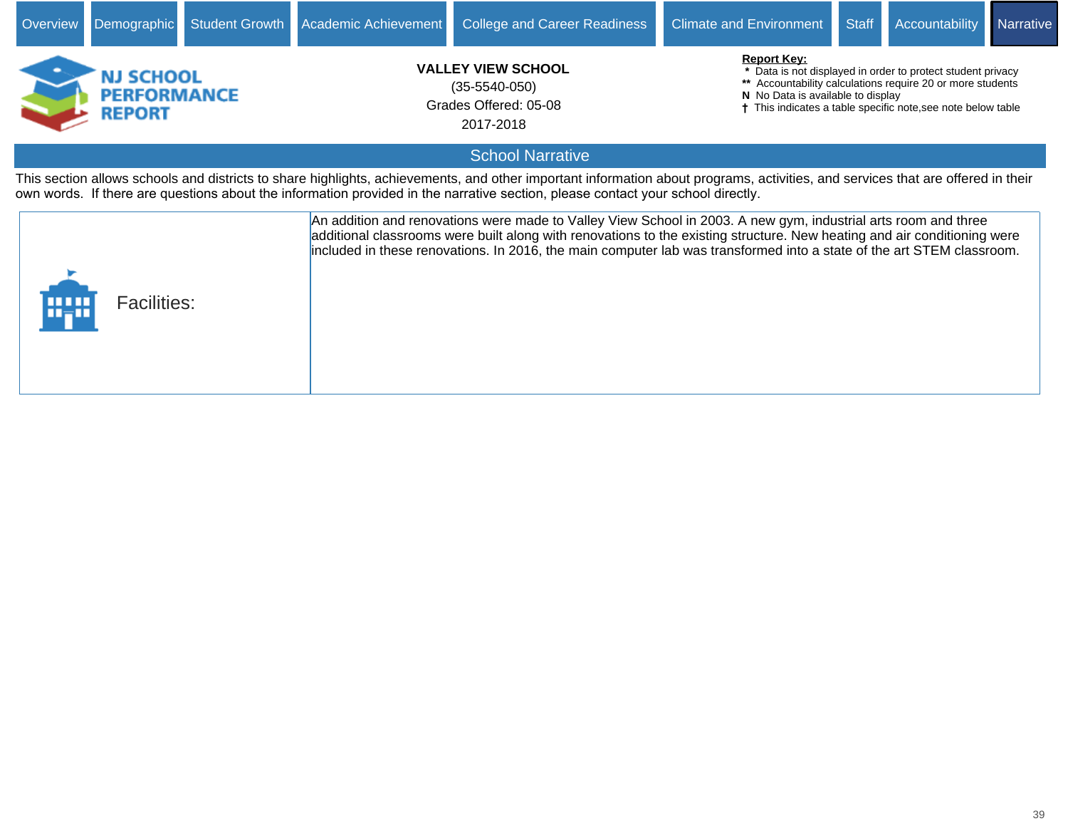Overview | Demographic | Student Growth | Academic Achievement | College and Career Readiness | Climate and Environment | Staff | Accountability | Narrative

**NJ SCHOOL PERFORMANCE REPORT**

**VALLEY VIEW SCHOOL**
(35-5540-050)
Grades Offered: 05-08
2017-2018

**Report Key:**
* Data is not displayed in order to protect student privacy
** Accountability calculations require 20 or more students
N No Data is available to display
† This indicates a table specific note,see note below table

## School Narrative

This section allows schools and districts to share highlights, achievements, and other important information about programs, activities, and services that are offered in their own words. If there are questions about the information provided in the narrative section, please contact your school directly.

| Facilities: | An addition and renovations were made to Valley View School in 2003. A new gym, industrial arts room and three additional classrooms were built along with renovations to the existing structure. New heating and air conditioning were included in these renovations. In 2016, the main computer lab was transformed into a state of the art STEM classroom. |
|---|---|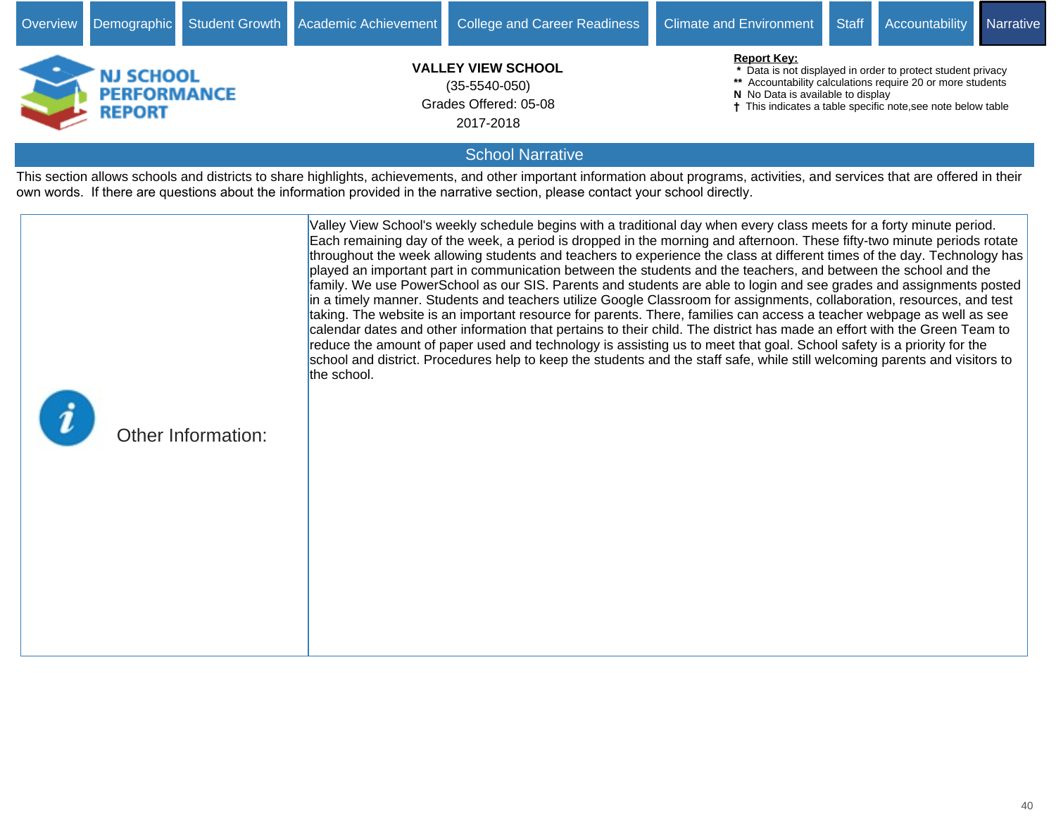Overview | Demographic | Student Growth | Academic Achievement | College and Career Readiness | Climate and Environment | Staff | Accountability | Narrative

NJ SCHOOL PERFORMANCE REPORT

**VALLEY VIEW SCHOOL**
(35-5540-050)
Grades Offered: 05-08
2017-2018

**Report Key:**
- * Data is not displayed in order to protect student privacy
- ** Accountability calculations require 20 or more students
- N No Data is available to display
- † This indicates a table specific note,see note below table

## School Narrative

This section allows schools and districts to share highlights, achievements, and other important information about programs, activities, and services that are offered in their own words.  If there are questions about the information provided in the narrative section, please contact your school directly.

| | |
|---|---|
| Other Information: | Valley View School's weekly schedule begins with a traditional day when every class meets for a forty minute period. Each remaining day of the week, a period is dropped in the morning and afternoon. These fifty-two minute periods rotate throughout the week allowing students and teachers to experience the class at different times of the day. Technology has played an important part in communication between the students and the teachers, and between the school and the family. We use PowerSchool as our SIS. Parents and students are able to login and see grades and assignments posted in a timely manner. Students and teachers utilize Google Classroom for assignments, collaboration, resources, and test taking. The website is an important resource for parents. There, families can access a teacher webpage as well as see calendar dates and other information that pertains to their child. The district has made an effort with the Green Team to reduce the amount of paper used and technology is assisting us to meet that goal. School safety is a priority for the school and district. Procedures help to keep the students and the staff safe, while still welcoming parents and visitors to the school. |